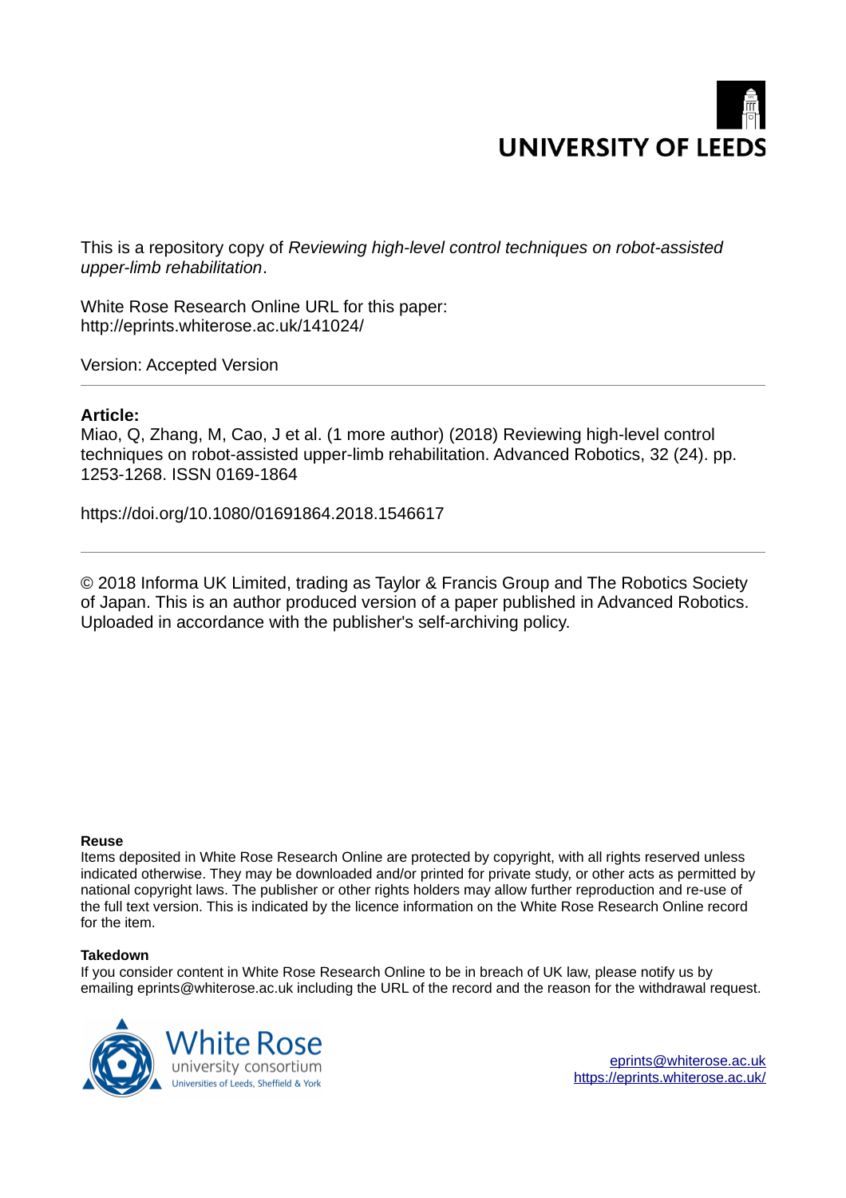UNIVERSITY OF LEEDS

This is a repository copy of *Reviewing high-level control techniques on robot-assisted upper-limb rehabilitation*.

White Rose Research Online URL for this paper:
http://eprints.whiterose.ac.uk/141024/

Version: Accepted Version

---

**Article:**

Miao, Q, Zhang, M, Cao, J et al. (1 more author) (2018) Reviewing high-level control techniques on robot-assisted upper-limb rehabilitation. Advanced Robotics, 32 (24). pp. 1253-1268. ISSN 0169-1864

https://doi.org/10.1080/01691864.2018.1546617

---

© 2018 Informa UK Limited, trading as Taylor & Francis Group and The Robotics Society of Japan. This is an author produced version of a paper published in Advanced Robotics. Uploaded in accordance with the publisher's self-archiving policy.

**Reuse**

Items deposited in White Rose Research Online are protected by copyright, with all rights reserved unless indicated otherwise. They may be downloaded and/or printed for private study, or other acts as permitted by national copyright laws. The publisher or other rights holders may allow further reproduction and re-use of the full text version. This is indicated by the licence information on the White Rose Research Online record for the item.

**Takedown**

If you consider content in White Rose Research Online to be in breach of UK law, please notify us by emailing eprints@whiterose.ac.uk including the URL of the record and the reason for the withdrawal request.

White Rose university consortium
Universities of Leeds, Sheffield & York

eprints@whiterose.ac.uk
https://eprints.whiterose.ac.uk/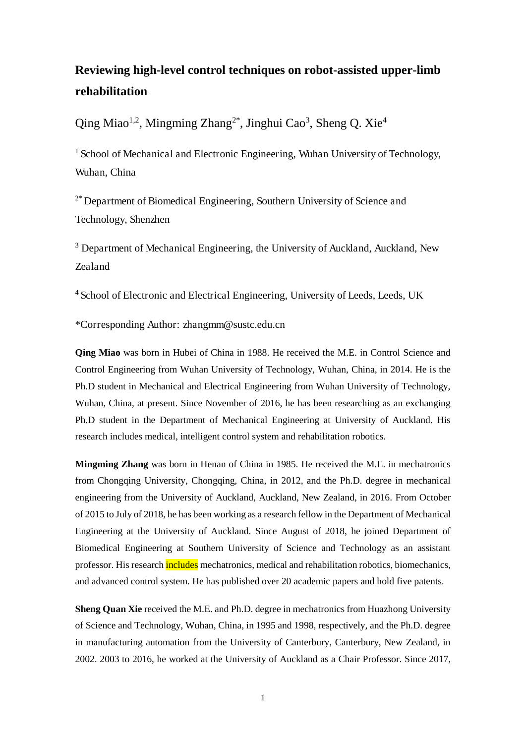# Reviewing high-level control techniques on robot-assisted upper-limb rehabilitation

Qing Miao[1,2], Mingming Zhang[2*], Jinghui Cao[3], Sheng Q. Xie[4]

[1] School of Mechanical and Electronic Engineering, Wuhan University of Technology, Wuhan, China

[2*] Department of Biomedical Engineering, Southern University of Science and Technology, Shenzhen

[3] Department of Mechanical Engineering, the University of Auckland, Auckland, New Zealand

[4] School of Electronic and Electrical Engineering, University of Leeds, Leeds, UK

*Corresponding Author: zhangmm@sustc.edu.cn

**Qing Miao** was born in Hubei of China in 1988. He received the M.E. in Control Science and Control Engineering from Wuhan University of Technology, Wuhan, China, in 2014. He is the Ph.D student in Mechanical and Electrical Engineering from Wuhan University of Technology, Wuhan, China, at present. Since November of 2016, he has been researching as an exchanging Ph.D student in the Department of Mechanical Engineering at University of Auckland. His research includes medical, intelligent control system and rehabilitation robotics.

**Mingming Zhang** was born in Henan of China in 1985. He received the M.E. in mechatronics from Chongqing University, Chongqing, China, in 2012, and the Ph.D. degree in mechanical engineering from the University of Auckland, Auckland, New Zealand, in 2016. From October of 2015 to July of 2018, he has been working as a research fellow in the Department of Mechanical Engineering at the University of Auckland. Since August of 2018, he joined Department of Biomedical Engineering at Southern University of Science and Technology as an assistant professor. His research includes mechatronics, medical and rehabilitation robotics, biomechanics, and advanced control system. He has published over 20 academic papers and hold five patents.

**Sheng Quan Xie** received the M.E. and Ph.D. degree in mechatronics from Huazhong University of Science and Technology, Wuhan, China, in 1995 and 1998, respectively, and the Ph.D. degree in manufacturing automation from the University of Canterbury, Canterbury, New Zealand, in 2002. 2003 to 2016, he worked at the University of Auckland as a Chair Professor. Since 2017,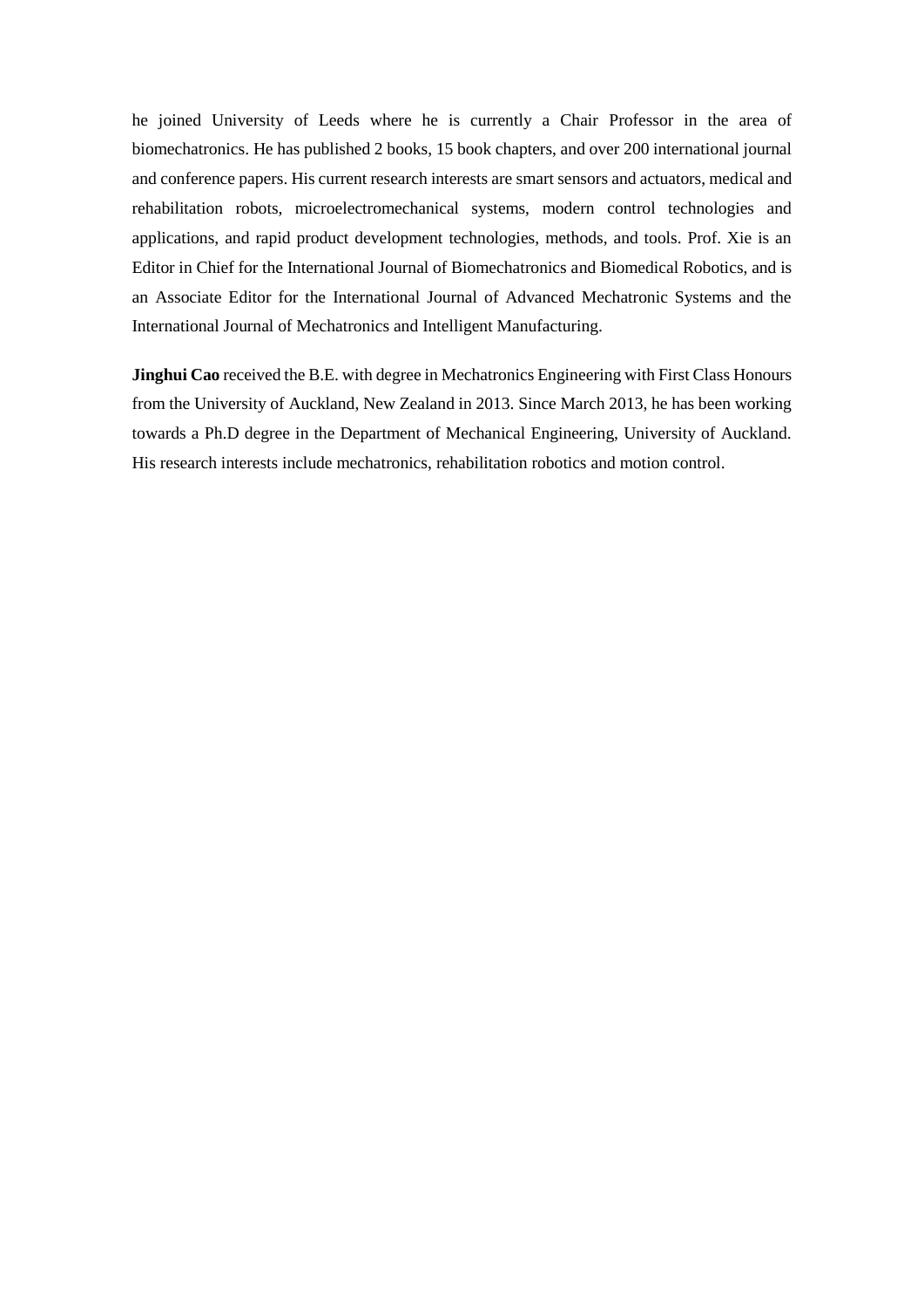he joined University of Leeds where he is currently a Chair Professor in the area of biomechatronics. He has published 2 books, 15 book chapters, and over 200 international journal and conference papers. His current research interests are smart sensors and actuators, medical and rehabilitation robots, microelectromechanical systems, modern control technologies and applications, and rapid product development technologies, methods, and tools. Prof. Xie is an Editor in Chief for the International Journal of Biomechatronics and Biomedical Robotics, and is an Associate Editor for the International Journal of Advanced Mechatronic Systems and the International Journal of Mechatronics and Intelligent Manufacturing.

**Jinghui Cao** received the B.E. with degree in Mechatronics Engineering with First Class Honours from the University of Auckland, New Zealand in 2013. Since March 2013, he has been working towards a Ph.D degree in the Department of Mechanical Engineering, University of Auckland. His research interests include mechatronics, rehabilitation robotics and motion control.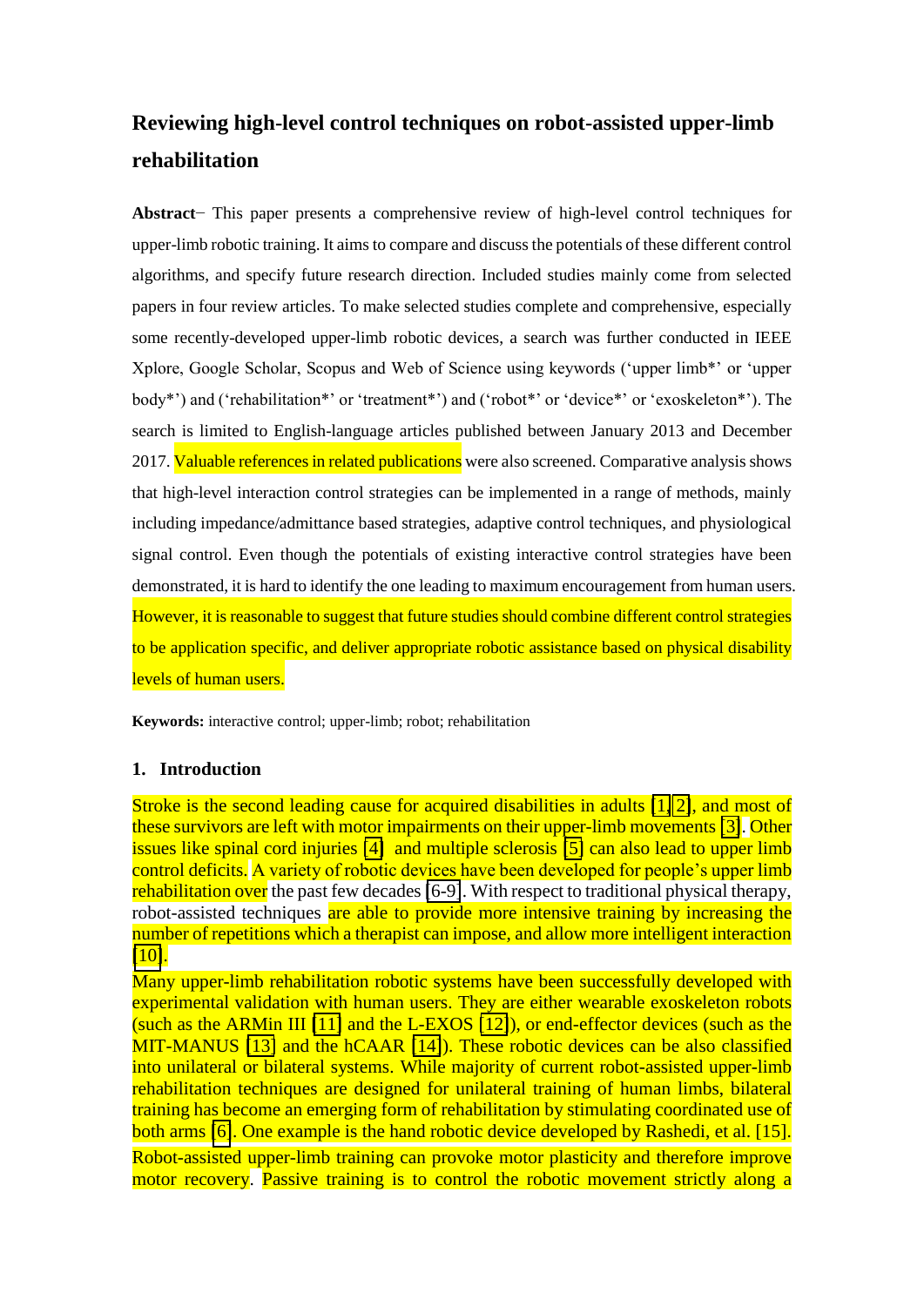# Reviewing high-level control techniques on robot-assisted upper-limb rehabilitation

**Abstract**− This paper presents a comprehensive review of high-level control techniques for upper-limb robotic training. It aims to compare and discuss the potentials of these different control algorithms, and specify future research direction. Included studies mainly come from selected papers in four review articles. To make selected studies complete and comprehensive, especially some recently-developed upper-limb robotic devices, a search was further conducted in IEEE Xplore, Google Scholar, Scopus and Web of Science using keywords ('upper limb*' or 'upper body*') and ('rehabilitation*' or 'treatment*') and ('robot*' or 'device*' or 'exoskeleton*'). The search is limited to English-language articles published between January 2013 and December 2017. Valuable references in related publications were also screened. Comparative analysis shows that high-level interaction control strategies can be implemented in a range of methods, mainly including impedance/admittance based strategies, adaptive control techniques, and physiological signal control. Even though the potentials of existing interactive control strategies have been demonstrated, it is hard to identify the one leading to maximum encouragement from human users. However, it is reasonable to suggest that future studies should combine different control strategies to be application specific, and deliver appropriate robotic assistance based on physical disability levels of human users.

**Keywords:** interactive control; upper-limb; robot; rehabilitation

## 1. Introduction

Stroke is the second leading cause for acquired disabilities in adults [1, 2], and most of these survivors are left with motor impairments on their upper-limb movements [3]. Other issues like spinal cord injuries [4] and multiple sclerosis [5] can also lead to upper limb control deficits. A variety of robotic devices have been developed for people's upper limb rehabilitation over the past few decades [6-9]. With respect to traditional physical therapy, robot-assisted techniques are able to provide more intensive training by increasing the number of repetitions which a therapist can impose, and allow more intelligent interaction [10].

Many upper-limb rehabilitation robotic systems have been successfully developed with experimental validation with human users. They are either wearable exoskeleton robots (such as the ARMin III [11] and the L-EXOS [12]), or end-effector devices (such as the MIT-MANUS [13] and the hCAAR [14]). These robotic devices can be also classified into unilateral or bilateral systems. While majority of current robot-assisted upper-limb rehabilitation techniques are designed for unilateral training of human limbs, bilateral training has become an emerging form of rehabilitation by stimulating coordinated use of both arms [6]. One example is the hand robotic device developed by Rashedi, et al. [15].

Robot-assisted upper-limb training can provoke motor plasticity and therefore improve motor recovery. Passive training is to control the robotic movement strictly along a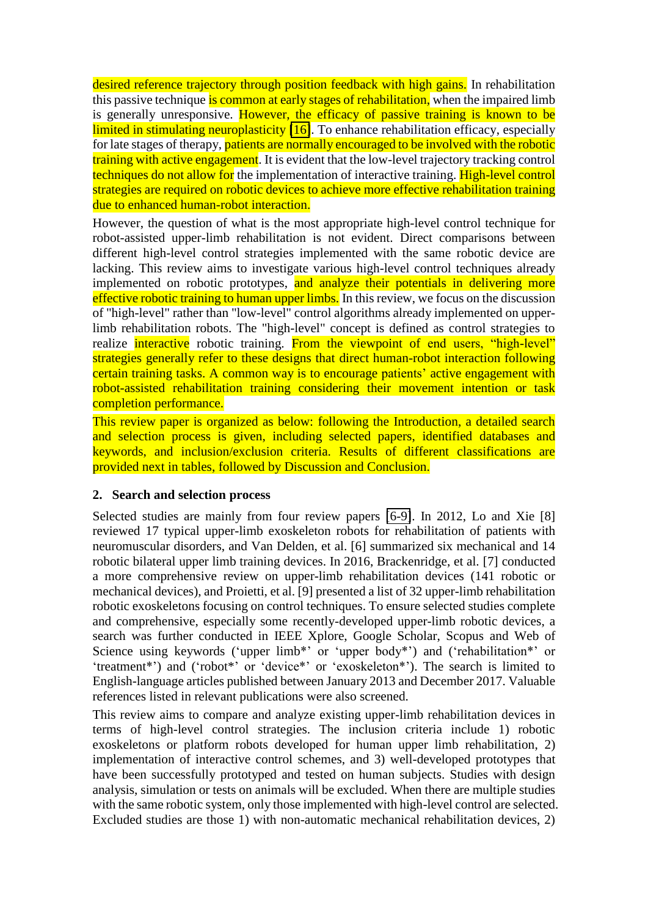desired reference trajectory through position feedback with high gains. In rehabilitation this passive technique is common at early stages of rehabilitation, when the impaired limb is generally unresponsive. However, the efficacy of passive training is known to be limited in stimulating neuroplasticity [16]. To enhance rehabilitation efficacy, especially for late stages of therapy, patients are normally encouraged to be involved with the robotic training with active engagement. It is evident that the low-level trajectory tracking control techniques do not allow for the implementation of interactive training. High-level control strategies are required on robotic devices to achieve more effective rehabilitation training due to enhanced human-robot interaction.

However, the question of what is the most appropriate high-level control technique for robot-assisted upper-limb rehabilitation is not evident. Direct comparisons between different high-level control strategies implemented with the same robotic device are lacking. This review aims to investigate various high-level control techniques already implemented on robotic prototypes, and analyze their potentials in delivering more effective robotic training to human upper limbs. In this review, we focus on the discussion of "high-level" rather than "low-level" control algorithms already implemented on upper-limb rehabilitation robots. The "high-level" concept is defined as control strategies to realize interactive robotic training. From the viewpoint of end users, "high-level" strategies generally refer to these designs that direct human-robot interaction following certain training tasks. A common way is to encourage patients' active engagement with robot-assisted rehabilitation training considering their movement intention or task completion performance.

This review paper is organized as below: following the Introduction, a detailed search and selection process is given, including selected papers, identified databases and keywords, and inclusion/exclusion criteria. Results of different classifications are provided next in tables, followed by Discussion and Conclusion.

## 2. Search and selection process

Selected studies are mainly from four review papers [6-9]. In 2012, Lo and Xie [8] reviewed 17 typical upper-limb exoskeleton robots for rehabilitation of patients with neuromuscular disorders, and Van Delden, et al. [6] summarized six mechanical and 14 robotic bilateral upper limb training devices. In 2016, Brackenridge, et al. [7] conducted a more comprehensive review on upper-limb rehabilitation devices (141 robotic or mechanical devices), and Proietti, et al. [9] presented a list of 32 upper-limb rehabilitation robotic exoskeletons focusing on control techniques. To ensure selected studies complete and comprehensive, especially some recently-developed upper-limb robotic devices, a search was further conducted in IEEE Xplore, Google Scholar, Scopus and Web of Science using keywords ('upper limb*' or 'upper body*') and ('rehabilitation*' or 'treatment*') and ('robot*' or 'device*' or 'exoskeleton*'). The search is limited to English-language articles published between January 2013 and December 2017. Valuable references listed in relevant publications were also screened.

This review aims to compare and analyze existing upper-limb rehabilitation devices in terms of high-level control strategies. The inclusion criteria include 1) robotic exoskeletons or platform robots developed for human upper limb rehabilitation, 2) implementation of interactive control schemes, and 3) well-developed prototypes that have been successfully prototyped and tested on human subjects. Studies with design analysis, simulation or tests on animals will be excluded. When there are multiple studies with the same robotic system, only those implemented with high-level control are selected. Excluded studies are those 1) with non-automatic mechanical rehabilitation devices, 2)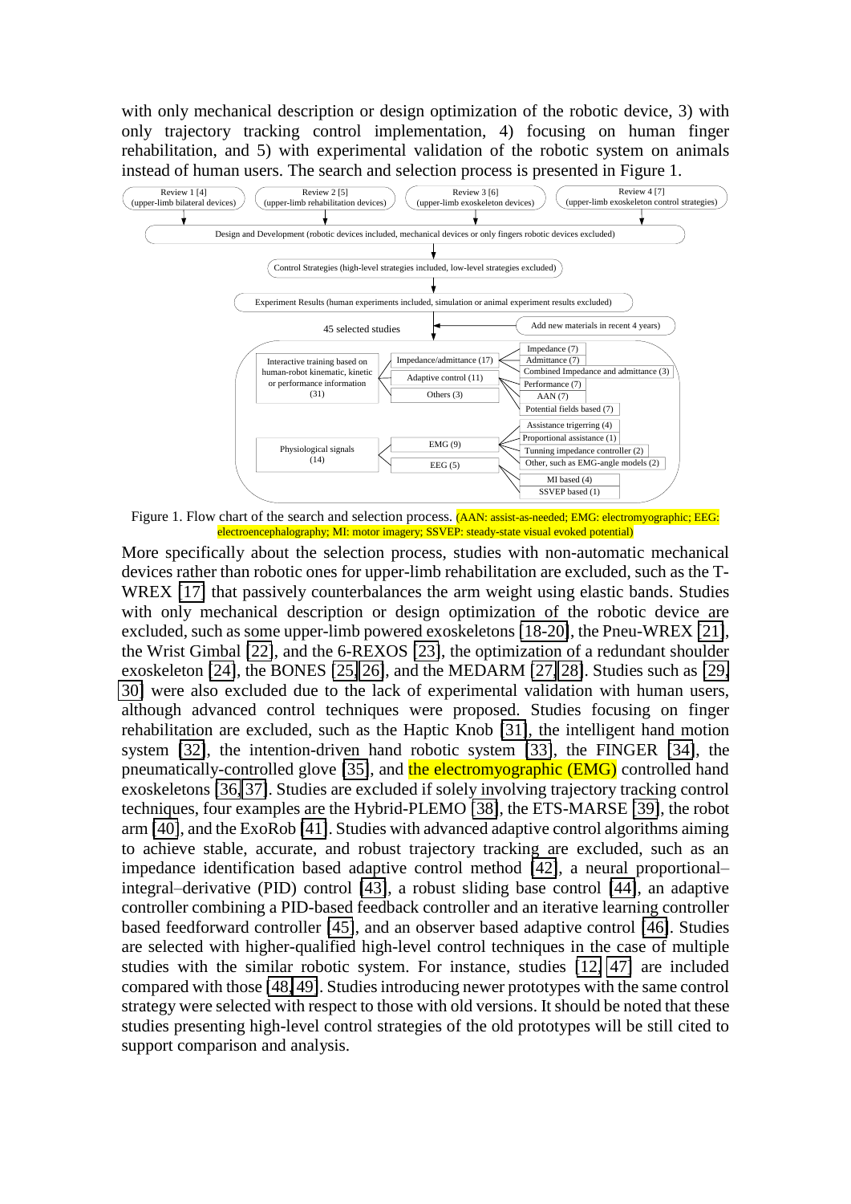with only mechanical description or design optimization of the robotic device, 3) with only trajectory tracking control implementation, 4) focusing on human finger rehabilitation, and 5) with experimental validation of the robotic system on animals instead of human users. The search and selection process is presented in Figure 1.

Review 1 [4] (upper-limb bilateral devices)

Review 2 [5] (upper-limb rehabilitation devices)

Review 3 [6] (upper-limb exoskeleton devices)

Review 4 [7] (upper-limb exoskeleton control strategies)

Design and Development (robotic devices included, mechanical devices or only fingers robotic devices excluded)

Control Strategies (high-level strategies included, low-level strategies excluded)

Experiment Results (human experiments included, simulation or animal experiment results excluded)

45 selected studies

Add new materials in recent 4 years)

- Interactive training based on human-robot kinematic, kinetic or performance information (31)
  - Impedance/admittance (17)
    - Impedance (7)
    - Admittance (7)
    - Combined Impedance and admittance (3)
  - Adaptive control (11)
    - Performance (7)
    - AAN (7)
  - Others (3)
    - Potential fields based (7)
- Physiological signals (14)
  - EMG (9)
    - Assistance trigerring (4)
    - Proportional assistance (1)
    - Tunning impedance controller (2)
    - Other, such as EMG-angle models (2)
  - EEG (5)
    - MI based (4)
    - SSVEP based (1)

Figure 1. Flow chart of the search and selection process. (AAN: assist-as-needed; EMG: electromyographic; EEG: electroencephalography; MI: motor imagery; SSVEP: steady-state visual evoked potential)

More specifically about the selection process, studies with non-automatic mechanical devices rather than robotic ones for upper-limb rehabilitation are excluded, such as the T-WREX [17] that passively counterbalances the arm weight using elastic bands. Studies with only mechanical description or design optimization of the robotic device are excluded, such as some upper-limb powered exoskeletons [18-20], the Pneu-WREX [21], the Wrist Gimbal [22], and the 6-REXOS [23], the optimization of a redundant shoulder exoskeleton [24], the BONES [25,26], and the MEDARM [27,28]. Studies such as [29, 30] were also excluded due to the lack of experimental validation with human users, although advanced control techniques were proposed. Studies focusing on finger rehabilitation are excluded, such as the Haptic Knob [31], the intelligent hand motion system [32], the intention-driven hand robotic system [33], the FINGER [34], the pneumatically-controlled glove [35], and the electromyographic (EMG) controlled hand exoskeletons [36,37]. Studies are excluded if solely involving trajectory tracking control techniques, four examples are the Hybrid-PLEMO [38], the ETS-MARSE [39], the robot arm [40], and the ExoRob [41]. Studies with advanced adaptive control algorithms aiming to achieve stable, accurate, and robust trajectory tracking are excluded, such as an impedance identification based adaptive control method [42], a neural proportional–integral–derivative (PID) control [43], a robust sliding base control [44], an adaptive controller combining a PID-based feedback controller and an iterative learning controller based feedforward controller [45], and an observer based adaptive control [46]. Studies are selected with higher-qualified high-level control techniques in the case of multiple studies with the similar robotic system. For instance, studies [12, 47] are included compared with those [48,49]. Studies introducing newer prototypes with the same control strategy were selected with respect to those with old versions. It should be noted that these studies presenting high-level control strategies of the old prototypes will be still cited to support comparison and analysis.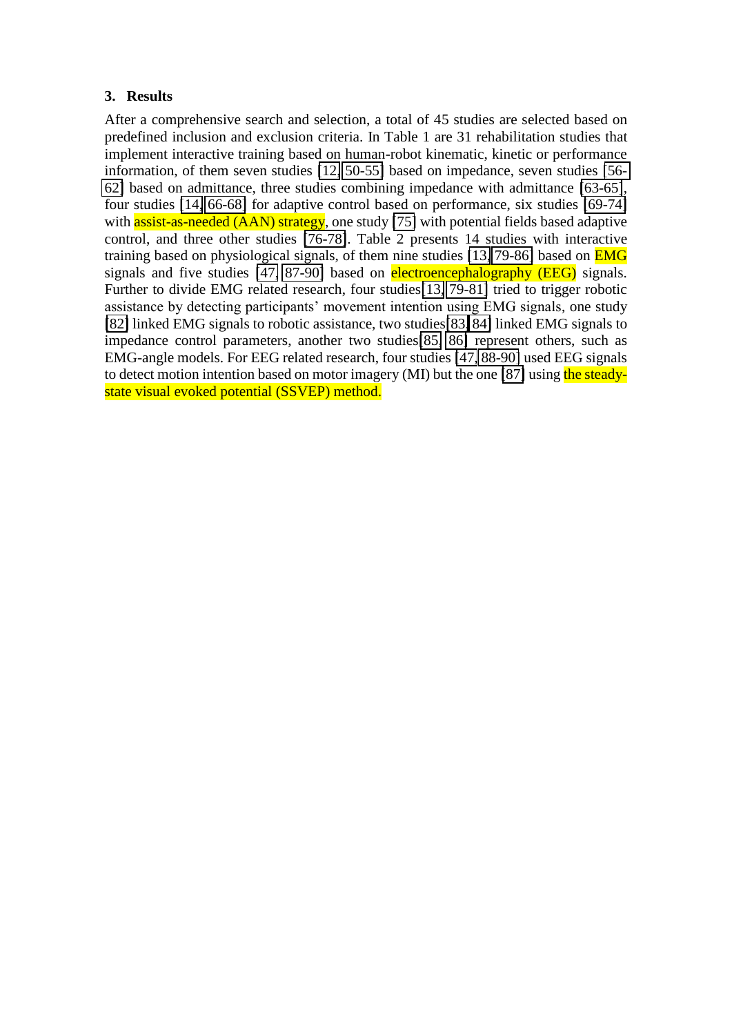## 3. Results

After a comprehensive search and selection, a total of 45 studies are selected based on predefined inclusion and exclusion criteria. In Table 1 are 31 rehabilitation studies that implement interactive training based on human-robot kinematic, kinetic or performance information, of them seven studies [12, 50-55] based on impedance, seven studies [56-62] based on admittance, three studies combining impedance with admittance [63-65], four studies [14, 66-68] for adaptive control based on performance, six studies [69-74] with assist-as-needed (AAN) strategy, one study [75] with potential fields based adaptive control, and three other studies [76-78]. Table 2 presents 14 studies with interactive training based on physiological signals, of them nine studies [13, 79-86] based on EMG signals and five studies [47, 87-90] based on electroencephalography (EEG) signals. Further to divide EMG related research, four studies [13, 79-81] tried to trigger robotic assistance by detecting participants' movement intention using EMG signals, one study [82] linked EMG signals to robotic assistance, two studies [83, 84] linked EMG signals to impedance control parameters, another two studies [85, 86] represent others, such as EMG-angle models. For EEG related research, four studies [47, 88-90] used EEG signals to detect motion intention based on motor imagery (MI) but the one [87] using the steady-state visual evoked potential (SSVEP) method.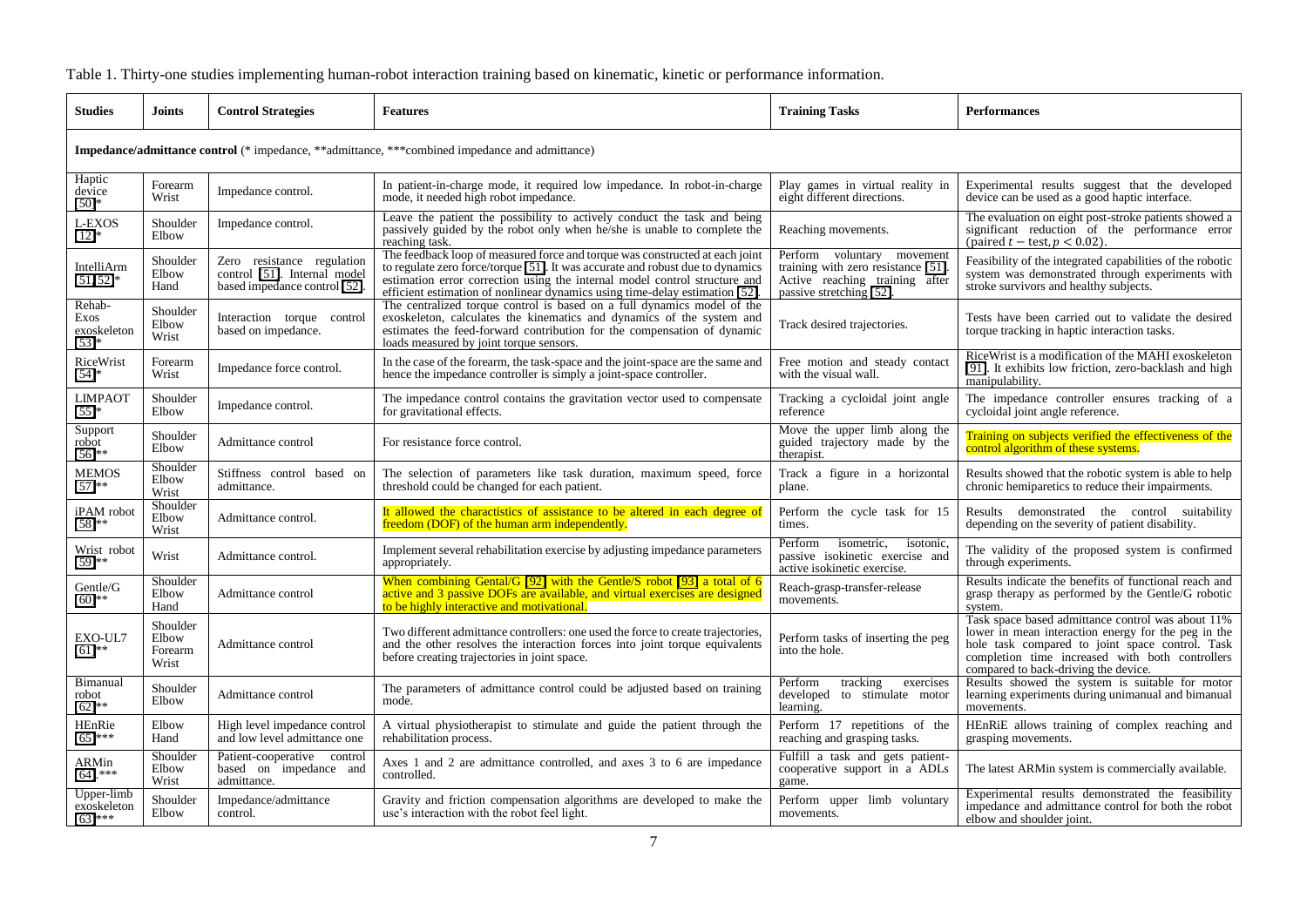Table 1. Thirty-one studies implementing human-robot interaction training based on kinematic, kinetic or performance information.

| Studies | Joints | Control Strategies | Features | Training Tasks | Performances |
|---|---|---|---|---|---|
| **Impedance/admittance control** (* impedance, **admittance, ***combined impedance and admittance) | | | | | |
| Haptic device [50]* | Forearm Wrist | Impedance control. | In patient-in-charge mode, it required low impedance. In robot-in-charge mode, it needed high robot impedance. | Play games in virtual reality in eight different directions. | Experimental results suggest that the developed device can be used as a good haptic interface. |
| L-EXOS [12]* | Shoulder Elbow | Impedance control. | Leave the patient the possibility to actively conduct the task and being passively guided by the robot only when he/she is unable to complete the reaching task. | Reaching movements. | The evaluation on eight post-stroke patients showed a significant reduction of the performance error (paired $t-$ test, $p<0.02$). |
| IntelliArm [51,52]* | Shoulder Elbow Hand | Zero resistance regulation control [51]. Internal model based impedance control [52]. | The feedback loop of measured force and torque was constructed at each joint to regulate zero force/torque [51]. It was accurate and robust due to dynamics estimation error correction using the internal model control structure and efficient estimation of nonlinear dynamics using time-delay estimation [52]. | Perform voluntary movement training with zero resistance [51]. Active reaching training after passive stretching [52]. | Feasibility of the integrated capabilities of the robotic system was demonstrated through experiments with stroke survivors and healthy subjects. |
| Rehab-Exos exoskeleton [53]* | Shoulder Elbow Wrist | Interaction torque control based on impedance. | The centralized torque control is based on a full dynamics model of the exoskeleton, calculates the kinematics and dynamics of the system and estimates the feed-forward contribution for the compensation of dynamic loads measured by joint torque sensors. | Track desired trajectories. | Tests have been carried out to validate the desired torque tracking in haptic interaction tasks. |
| RiceWrist [54]* | Forearm Wrist | Impedance force control. | In the case of the forearm, the task-space and the joint-space are the same and hence the impedance controller is simply a joint-space controller. | Free motion and steady contact with the visual wall. | RiceWrist is a modification of the MAHI exoskeleton [91]. It exhibits low friction, zero-backlash and high manipulability. |
| LIMPAOT [55]* | Shoulder Elbow | Impedance control. | The impedance control contains the gravitation vector used to compensate for gravitational effects. | Tracking a cycloidal joint angle reference | The impedance controller ensures tracking of a cycloidal joint angle reference. |
| Support robot [56]** | Shoulder Elbow | Admittance control | For resistance force control. | Move the upper limb along the guided trajectory made by the therapist. | Training on subjects verified the effectiveness of the control algorithm of these systems. |
| MEMOS [57]** | Shoulder Elbow Wrist | Stiffness control based on admittance. | The selection of parameters like task duration, maximum speed, force threshold could be changed for each patient. | Track a figure in a horizontal plane. | Results showed that the robotic system is able to help chronic hemiparetics to reduce their impairments. |
| iPAM robot [58]** | Shoulder Elbow Wrist | Admittance control. | It allowed the charactistics of assistance to be altered in each degree of freedom (DOF) of the human arm independently. | Perform the cycle task for 15 times. | Results demonstrated the control suitability depending on the severity of patient disability. |
| Wrist robot [59]** | Wrist | Admittance control. | Implement several rehabilitation exercise by adjusting impedance parameters appropriately. | Perform isometric, isotonic, passive isokinetic exercise and active isokinetic exercise. | The validity of the proposed system is confirmed through experiments. |
| Gentle/G [60]** | Shoulder Elbow Hand | Admittance control | When combining Gental/G [92] with the Gentle/S robot [93] a total of 6 active and 3 passive DOFs are available, and virtual exercises are designed to be highly interactive and motivational. | Reach-grasp-transfer-release movements. | Results indicate the benefits of functional reach and grasp therapy as performed by the Gentle/G robotic system. |
| EXO-UL7 [61]** | Shoulder Elbow Forearm Wrist | Admittance control | Two different admittance controllers: one used the force to create trajectories, and the other resolves the interaction forces into joint torque equivalents before creating trajectories in joint space. | Perform tasks of inserting the peg into the hole. | Task space based admittance control was about 11% lower in mean interaction energy for the peg in the hole task compared to joint space control. Task completion time increased with both controllers compared to back-driving the device. |
| Bimanual robot [62]** | Shoulder Elbow | Admittance control | The parameters of admittance control could be adjusted based on training mode. | Perform tracking exercises developed to stimulate motor learning. | Results showed the system is suitable for motor learning experiments during unimanual and bimanual movements. |
| HEnRie [65]*** | Elbow Hand | High level impedance control and low level admittance one | A virtual physiotherapist to stimulate and guide the patient through the rehabilitation process. | Perform 17 repetitions of the reaching and grasping tasks. | HEnRiE allows training of complex reaching and grasping movements. |
| ARMin [64] *** | Shoulder Elbow Wrist | Patient-cooperative control based on impedance and admittance. | Axes 1 and 2 are admittance controlled, and axes 3 to 6 are impedance controlled. | Fulfill a task and gets patient-cooperative support in a ADLs game. | The latest ARMin system is commercially available. |
| Upper-limb exoskeleton [63]*** | Shoulder Elbow | Impedance/admittance control. | Gravity and friction compensation algorithms are developed to make the use's interaction with the robot feel light. | Perform upper limb voluntary movements. | Experimental results demonstrated the feasibility impedance and admittance control for both the robot elbow and shoulder joint. |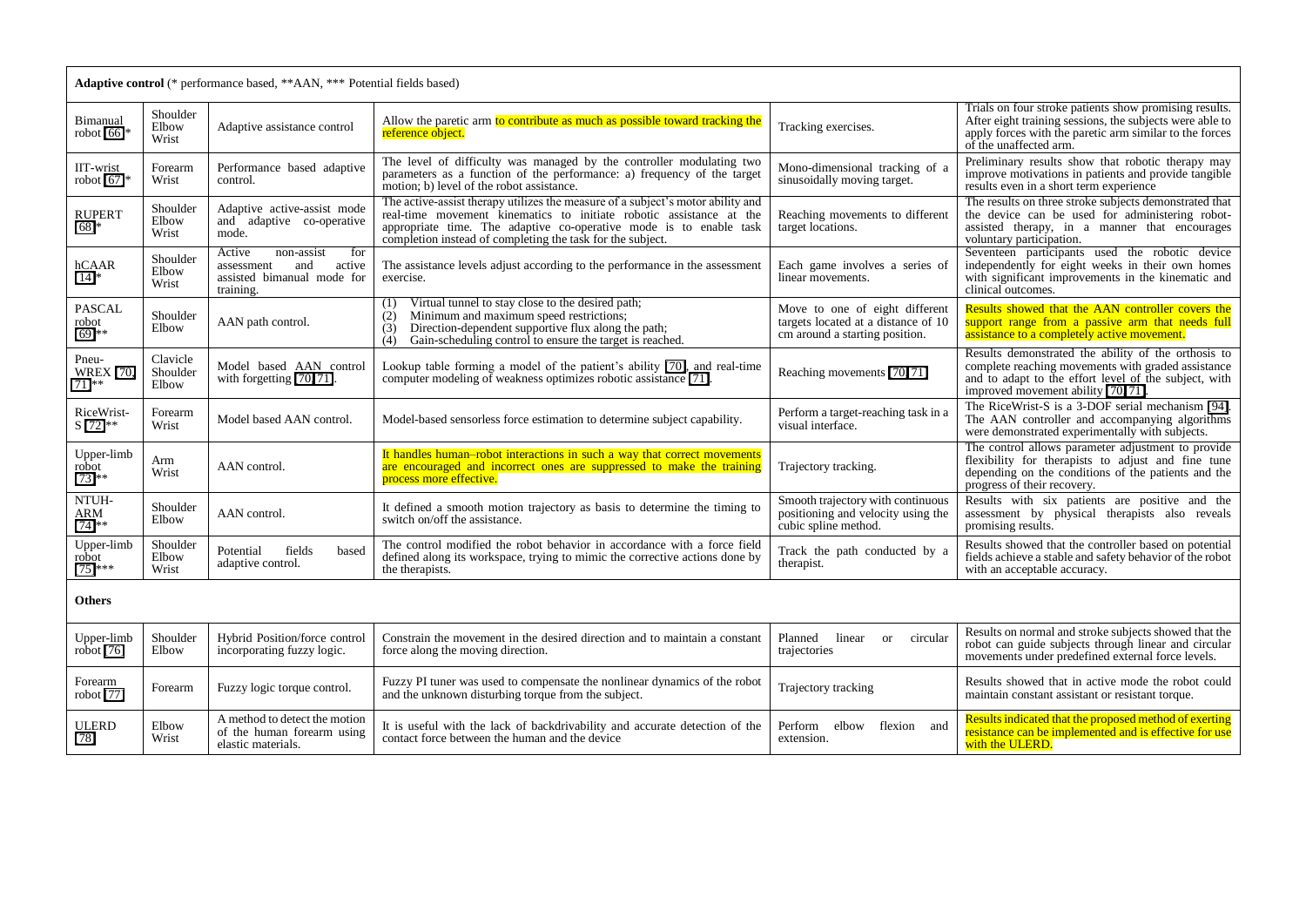| **Adaptive control** (* performance based, **AAN, *** Potential fields based) | | | | | |
|---|---|---|---|---|---|
| Bimanual robot [66]* | Shoulder Elbow Wrist | Adaptive assistance control | Allow the paretic arm to contribute as much as possible toward tracking the reference object. | Tracking exercises. | Trials on four stroke patients show promising results. After eight training sessions, the subjects were able to apply forces with the paretic arm similar to the forces of the unaffected arm. |
| IIT-wrist robot [67]* | Forearm Wrist | Performance based adaptive control. | The level of difficulty was managed by the controller modulating two parameters as a function of the performance: a) frequency of the target motion; b) level of the robot assistance. | Mono-dimensional tracking of a sinusoidally moving target. | Preliminary results show that robotic therapy may improve motivations in patients and provide tangible results even in a short term experience |
| RUPERT [68]* | Shoulder Elbow Wrist | Adaptive active-assist mode and adaptive co-operative mode. | The active-assist therapy utilizes the measure of a subject's motor ability and real-time movement kinematics to initiate robotic assistance at the appropriate time. The adaptive co-operative mode is to enable task completion instead of completing the task for the subject. | Reaching movements to different target locations. | The results on three stroke subjects demonstrated that the device can be used for administering robot-assisted therapy, in a manner that encourages voluntary participation. |
| hCAAR [14]* | Shoulder Elbow Wrist | Active non-assist for assessment and active assisted bimanual mode for training. | The assistance levels adjust according to the performance in the assessment exercise. | Each game involves a series of linear movements. | Seventeen participants used the robotic device independently for eight weeks in their own homes with significant improvements in the kinematic and clinical outcomes. |
| PASCAL robot [69]** | Shoulder Elbow | AAN path control. | (1) Virtual tunnel to stay close to the desired path; (2) Minimum and maximum speed restrictions; (3) Direction-dependent supportive flux along the path; (4) Gain-scheduling control to ensure the target is reached. | Move to one of eight different targets located at a distance of 10 cm around a starting position. | Results showed that the AAN controller covers the support range from a passive arm that needs full assistance to a completely active movement. |
| Pneu-WREX [70, 71]** | Clavicle Shoulder Elbow | Model based AAN control with forgetting [70,71]. | Lookup table forming a model of the patient's ability [70], and real-time computer modeling of weakness optimizes robotic assistance [71]. | Reaching movements [70,71] | Results demonstrated the ability of the orthosis to complete reaching movements with graded assistance and to adapt to the effort level of the subject, with improved movement ability [70,71]. |
| RiceWrist-S [72]** | Forearm Wrist | Model based AAN control. | Model-based sensorless force estimation to determine subject capability. | Perform a target-reaching task in a visual interface. | The RiceWrist-S is a 3-DOF serial mechanism [94]. The AAN controller and accompanying algorithms were demonstrated experimentally with subjects. |
| Upper-limb robot [73]** | Arm Wrist | AAN control. | It handles human–robot interactions in such a way that correct movements are encouraged and incorrect ones are suppressed to make the training process more effective. | Trajectory tracking. | The control allows parameter adjustment to provide flexibility for therapists to adjust and fine tune depending on the conditions of the patients and the progress of their recovery. |
| NTUH-ARM [74]** | Shoulder Elbow | AAN control. | It defined a smooth motion trajectory as basis to determine the timing to switch on/off the assistance. | Smooth trajectory with continuous positioning and velocity using the cubic spline method. | Results with six patients are positive and the assessment by physical therapists also reveals promising results. |
| Upper-limb robot [75]*** | Shoulder Elbow Wrist | Potential fields based adaptive control. | The control modified the robot behavior in accordance with a force field defined along its workspace, trying to mimic the corrective actions done by the therapists. | Track the path conducted by a therapist. | Results showed that the controller based on potential fields achieve a stable and safety behavior of the robot with an acceptable accuracy. |
| **Others** | | | | | |
| Upper-limb robot [76] | Shoulder Elbow | Hybrid Position/force control incorporating fuzzy logic. | Constrain the movement in the desired direction and to maintain a constant force along the moving direction. | Planned linear or circular trajectories | Results on normal and stroke subjects showed that the robot can guide subjects through linear and circular movements under predefined external force levels. |
| Forearm robot [77] | Forearm | Fuzzy logic torque control. | Fuzzy PI tuner was used to compensate the nonlinear dynamics of the robot and the unknown disturbing torque from the subject. | Trajectory tracking | Results showed that in active mode the robot could maintain constant assistant or resistant torque. |
| ULERD [78] | Elbow Wrist | A method to detect the motion of the human forearm using elastic materials. | It is useful with the lack of backdrivability and accurate detection of the contact force between the human and the device | Perform elbow flexion and extension. | Results indicated that the proposed method of exerting resistance can be implemented and is effective for use with the ULERD. |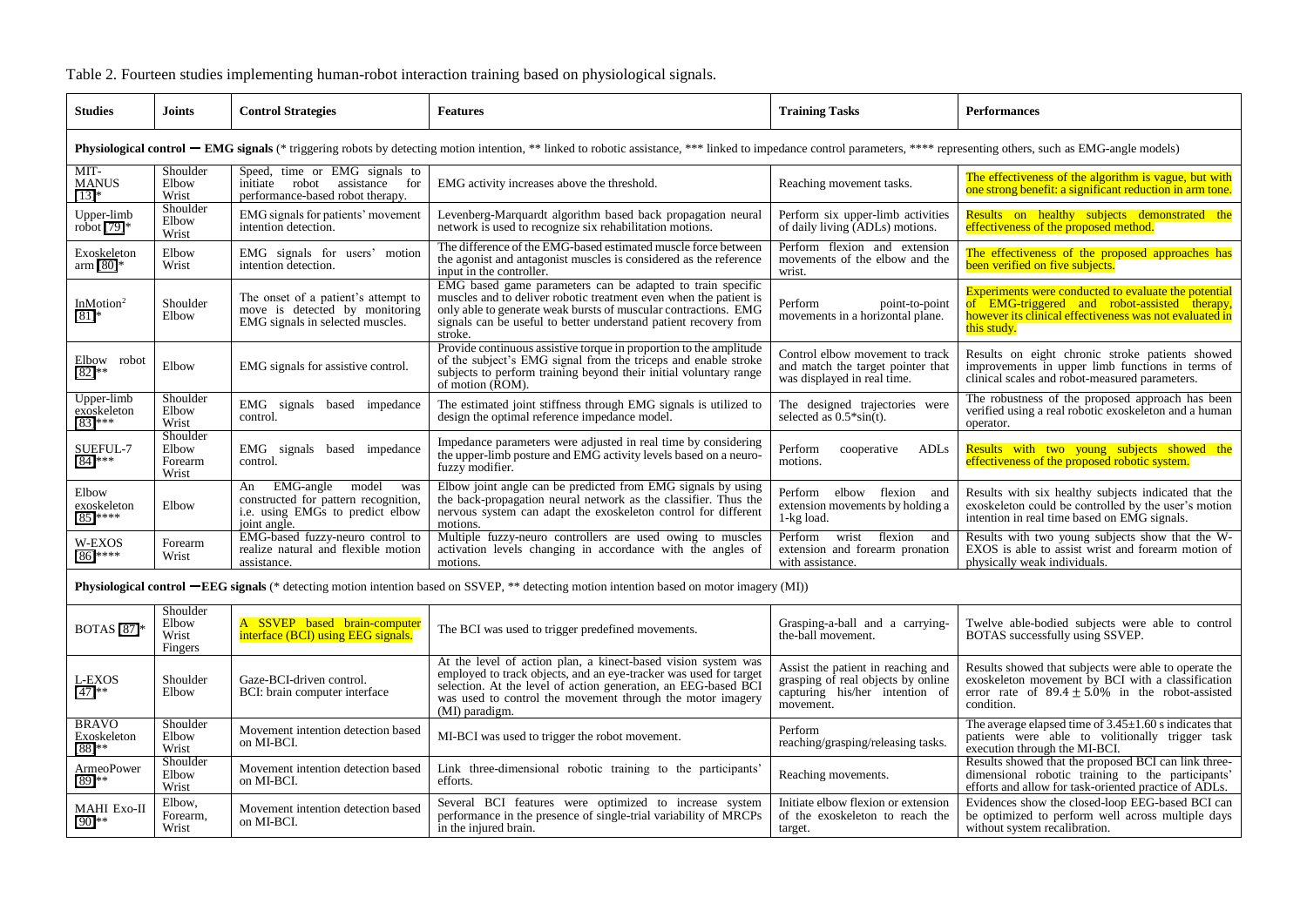Table 2. Fourteen studies implementing human-robot interaction training based on physiological signals.

| Studies | Joints | Control Strategies | Features | Training Tasks | Performances |
|---|---|---|---|---|---|
| **Physiological control — EMG signals** (* triggering robots by detecting motion intention, ** linked to robotic assistance, *** linked to impedance control parameters, **** representing others, such as EMG-angle models) | | | | | |
| MIT-MANUS [13]* | Shoulder Elbow Wrist | Speed, time or EMG signals to initiate robot assistance for performance-based robot therapy. | EMG activity increases above the threshold. | Reaching movement tasks. | The effectiveness of the algorithm is vague, but with one strong benefit: a significant reduction in arm tone. |
| Upper-limb robot [79]* | Shoulder Elbow Wrist | EMG signals for patients' movement intention detection. | Levenberg-Marquardt algorithm based back propagation neural network is used to recognize six rehabilitation motions. | Perform six upper-limb activities of daily living (ADLs) motions. | Results on healthy subjects demonstrated the effectiveness of the proposed method. |
| Exoskeleton arm [80]* | Elbow Wrist | EMG signals for users' motion intention detection. | The difference of the EMG-based estimated muscle force between the agonist and antagonist muscles is considered as the reference input in the controller. | Perform flexion and extension movements of the elbow and the wrist. | The effectiveness of the proposed approaches has been verified on five subjects. |
| InMotion[2] [81]* | Shoulder Elbow | The onset of a patient's attempt to move is detected by monitoring EMG signals in selected muscles. | EMG based game parameters can be adapted to train specific muscles and to deliver robotic treatment even when the patient is only able to generate weak bursts of muscular contractions. EMG signals can be useful to better understand patient recovery from stroke. | Perform point-to-point movements in a horizontal plane. | Experiments were conducted to evaluate the potential of EMG-triggered and robot-assisted therapy, however its clinical effectiveness was not evaluated in this study. |
| Elbow robot [82]** | Elbow | EMG signals for assistive control. | Provide continuous assistive torque in proportion to the amplitude of the subject's EMG signal from the triceps and enable stroke subjects to perform training beyond their initial voluntary range of motion (ROM). | Control elbow movement to track and match the target pointer that was displayed in real time. | Results on eight chronic stroke patients showed improvements in upper limb functions in terms of clinical scales and robot-measured parameters. |
| Upper-limb exoskeleton [83]*** | Shoulder Elbow Wrist | EMG signals based impedance control. | The estimated joint stiffness through EMG signals is utilized to design the optimal reference impedance model. | The designed trajectories were selected as 0.5*sin(t). | The robustness of the proposed approach has been verified using a real robotic exoskeleton and a human operator. |
| SUEFUL-7 [84]*** | Shoulder Elbow Forearm Wrist | EMG signals based impedance control. | Impedance parameters were adjusted in real time by considering the upper-limb posture and EMG activity levels based on a neuro-fuzzy modifier. | Perform cooperative ADLs motions. | Results with two young subjects showed the effectiveness of the proposed robotic system. |
| Elbow exoskeleton [85]**** | Elbow | An EMG-angle model was constructed for pattern recognition, i.e. using EMGs to predict elbow joint angle. | Elbow joint angle can be predicted from EMG signals by using the back-propagation neural network as the classifier. Thus the nervous system can adapt the exoskeleton control for different motions. | Perform elbow flexion and extension movements by holding a 1-kg load. | Results with six healthy subjects indicated that the exoskeleton could be controlled by the user's motion intention in real time based on EMG signals. |
| W-EXOS [86]**** | Forearm Wrist | EMG-based fuzzy-neuro control to realize natural and flexible motion assistance. | Multiple fuzzy-neuro controllers are used owing to muscles activation levels changing in accordance with the angles of motions. | Perform wrist flexion and extension and forearm pronation with assistance. | Results with two young subjects show that the W-EXOS is able to assist wrist and forearm motion of physically weak individuals. |
| **Physiological control —EEG signals** (* detecting motion intention based on SSVEP, ** detecting motion intention based on motor imagery (MI)) | | | | | |
| BOTAS [87]* | Shoulder Elbow Wrist Fingers | A SSVEP based brain-computer interface (BCI) using EEG signals. | The BCI was used to trigger predefined movements. | Grasping-a-ball and a carrying-the-ball movement. | Twelve able-bodied subjects were able to control BOTAS successfully using SSVEP. |
| L-EXOS [47]** | Shoulder Elbow | Gaze-BCI-driven control. BCI: brain computer interface | At the level of action plan, a kinect-based vision system was employed to track objects, and an eye-tracker was used for target selection. At the level of action generation, an EEG-based BCI was used to control the movement through the motor imagery (MI) paradigm. | Assist the patient in reaching and grasping of real objects by online capturing his/her intention of movement. | Results showed that subjects were able to operate the exoskeleton movement by BCI with a classification error rate of $89.4 \pm 5.0\%$ in the robot-assisted condition. |
| BRAVO Exoskeleton [88]** | Shoulder Elbow Wrist | Movement intention detection based on MI-BCI. | MI-BCI was used to trigger the robot movement. | Perform reaching/grasping/releasing tasks. | The average elapsed time of $3.45 \pm 1.60$ s indicates that patients were able to volitionally trigger task execution through the MI-BCI. |
| ArmeoPower [89]** | Shoulder Elbow Wrist | Movement intention detection based on MI-BCI. | Link three-dimensional robotic training to the participants' efforts. | Reaching movements. | Results showed that the proposed BCI can link three-dimensional robotic training to the participants' efforts and allow for task-oriented practice of ADLs. |
| MAHI Exo-II [90]** | Elbow, Forearm, Wrist | Movement intention detection based on MI-BCI. | Several BCI features were optimized to increase system performance in the presence of single-trial variability of MRCPs in the injured brain. | Initiate elbow flexion or extension of the exoskeleton to reach the target. | Evidences show the closed-loop EEG-based BCI can be optimized to perform well across multiple days without system recalibration. |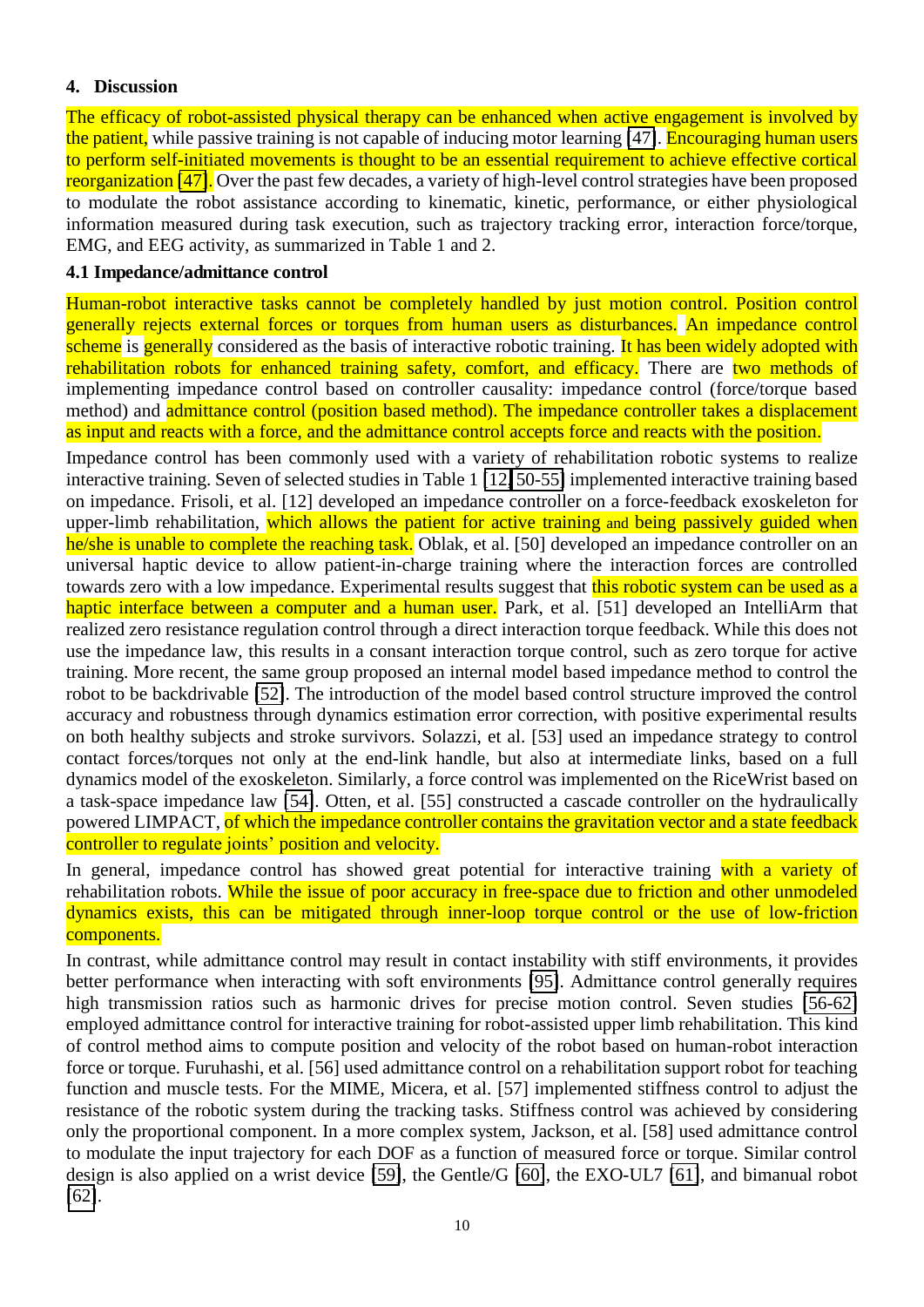## 4. Discussion

The efficacy of robot-assisted physical therapy can be enhanced when active engagement is involved by the patient, while passive training is not capable of inducing motor learning [47]. Encouraging human users to perform self-initiated movements is thought to be an essential requirement to achieve effective cortical reorganization [47]. Over the past few decades, a variety of high-level control strategies have been proposed to modulate the robot assistance according to kinematic, kinetic, performance, or either physiological information measured during task execution, such as trajectory tracking error, interaction force/torque, EMG, and EEG activity, as summarized in Table 1 and 2.

### 4.1 Impedance/admittance control

Human-robot interactive tasks cannot be completely handled by just motion control. Position control generally rejects external forces or torques from human users as disturbances. An impedance control scheme is generally considered as the basis of interactive robotic training. It has been widely adopted with rehabilitation robots for enhanced training safety, comfort, and efficacy. There are two methods of implementing impedance control based on controller causality: impedance control (force/torque based method) and admittance control (position based method). The impedance controller takes a displacement as input and reacts with a force, and the admittance control accepts force and reacts with the position.

Impedance control has been commonly used with a variety of rehabilitation robotic systems to realize interactive training. Seven of selected studies in Table 1 [12, 50-55] implemented interactive training based on impedance. Frisoli, et al. [12] developed an impedance controller on a force-feedback exoskeleton for upper-limb rehabilitation, which allows the patient for active training and being passively guided when he/she is unable to complete the reaching task. Oblak, et al. [50] developed an impedance controller on an universal haptic device to allow patient-in-charge training where the interaction forces are controlled towards zero with a low impedance. Experimental results suggest that this robotic system can be used as a haptic interface between a computer and a human user. Park, et al. [51] developed an IntelliArm that realized zero resistance regulation control through a direct interaction torque feedback. While this does not use the impedance law, this results in a consant interaction torque control, such as zero torque for active training. More recent, the same group proposed an internal model based impedance method to control the robot to be backdrivable [52]. The introduction of the model based control structure improved the control accuracy and robustness through dynamics estimation error correction, with positive experimental results on both healthy subjects and stroke survivors. Solazzi, et al. [53] used an impedance strategy to control contact forces/torques not only at the end-link handle, but also at intermediate links, based on a full dynamics model of the exoskeleton. Similarly, a force control was implemented on the RiceWrist based on a task-space impedance law [54]. Otten, et al. [55] constructed a cascade controller on the hydraulically powered LIMPACT, of which the impedance controller contains the gravitation vector and a state feedback controller to regulate joints' position and velocity.

In general, impedance control has showed great potential for interactive training with a variety of rehabilitation robots. While the issue of poor accuracy in free-space due to friction and other unmodeled dynamics exists, this can be mitigated through inner-loop torque control or the use of low-friction components.

In contrast, while admittance control may result in contact instability with stiff environments, it provides better performance when interacting with soft environments [95]. Admittance control generally requires high transmission ratios such as harmonic drives for precise motion control. Seven studies [56-62] employed admittance control for interactive training for robot-assisted upper limb rehabilitation. This kind of control method aims to compute position and velocity of the robot based on human-robot interaction force or torque. Furuhashi, et al. [56] used admittance control on a rehabilitation support robot for teaching function and muscle tests. For the MIME, Micera, et al. [57] implemented stiffness control to adjust the resistance of the robotic system during the tracking tasks. Stiffness control was achieved by considering only the proportional component. In a more complex system, Jackson, et al. [58] used admittance control to modulate the input trajectory for each DOF as a function of measured force or torque. Similar control design is also applied on a wrist device [59], the Gentle/G [60], the EXO-UL7 [61], and bimanual robot [62].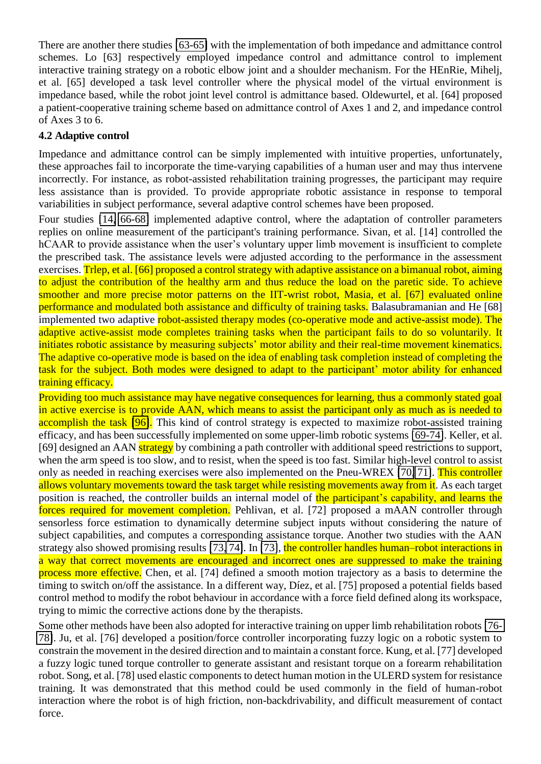There are another there studies [63-65] with the implementation of both impedance and admittance control schemes. Lo [63] respectively employed impedance control and admittance control to implement interactive training strategy on a robotic elbow joint and a shoulder mechanism. For the HEnRie, Mihelj, et al. [65] developed a task level controller where the physical model of the virtual environment is impedance based, while the robot joint level control is admittance based. Oldewurtel, et al. [64] proposed a patient-cooperative training scheme based on admittance control of Axes 1 and 2, and impedance control of Axes 3 to 6.

### 4.2 Adaptive control

Impedance and admittance control can be simply implemented with intuitive properties, unfortunately, these approaches fail to incorporate the time-varying capabilities of a human user and may thus intervene incorrectly. For instance, as robot-assisted rehabilitation training progresses, the participant may require less assistance than is provided. To provide appropriate robotic assistance in response to temporal variabilities in subject performance, several adaptive control schemes have been proposed.

Four studies [14, 66-68] implemented adaptive control, where the adaptation of controller parameters replies on online measurement of the participant's training performance. Sivan, et al. [14] controlled the hCAAR to provide assistance when the user's voluntary upper limb movement is insufficient to complete the prescribed task. The assistance levels were adjusted according to the performance in the assessment exercises. Trlep, et al. [66] proposed a control strategy with adaptive assistance on a bimanual robot, aiming to adjust the contribution of the healthy arm and thus reduce the load on the paretic side. To achieve smoother and more precise motor patterns on the IIT-wrist robot, Masia, et al. [67] evaluated online performance and modulated both assistance and difficulty of training tasks. Balasubramanian and He [68] implemented two adaptive robot-assisted therapy modes (co-operative mode and active-assist mode). The adaptive active-assist mode completes training tasks when the participant fails to do so voluntarily. It initiates robotic assistance by measuring subjects' motor ability and their real-time movement kinematics. The adaptive co-operative mode is based on the idea of enabling task completion instead of completing the task for the subject. Both modes were designed to adapt to the participant' motor ability for enhanced training efficacy.

Providing too much assistance may have negative consequences for learning, thus a commonly stated goal in active exercise is to provide AAN, which means to assist the participant only as much as is needed to accomplish the task [96]. This kind of control strategy is expected to maximize robot-assisted training efficacy, and has been successfully implemented on some upper-limb robotic systems [69-74]. Keller, et al. [69] designed an AAN strategy by combining a path controller with additional speed restrictions to support, when the arm speed is too slow, and to resist, when the speed is too fast. Similar high-level control to assist only as needed in reaching exercises were also implemented on the Pneu-WREX [70, 71]. This controller allows voluntary movements toward the task target while resisting movements away from it. As each target position is reached, the controller builds an internal model of the participant's capability, and learns the forces required for movement completion. Pehlivan, et al. [72] proposed a mAAN controller through sensorless force estimation to dynamically determine subject inputs without considering the nature of subject capabilities, and computes a corresponding assistance torque. Another two studies with the AAN strategy also showed promising results [73, 74]. In [73], the controller handles human–robot interactions in a way that correct movements are encouraged and incorrect ones are suppressed to make the training process more effective. Chen, et al. [74] defined a smooth motion trajectory as a basis to determine the timing to switch on/off the assistance. In a different way, Díez, et al. [75] proposed a potential fields based control method to modify the robot behaviour in accordance with a force field defined along its workspace, trying to mimic the corrective actions done by the therapists.

Some other methods have been also adopted for interactive training on upper limb rehabilitation robots [76-78]. Ju, et al. [76] developed a position/force controller incorporating fuzzy logic on a robotic system to constrain the movement in the desired direction and to maintain a constant force. Kung, et al. [77] developed a fuzzy logic tuned torque controller to generate assistant and resistant torque on a forearm rehabilitation robot. Song, et al. [78] used elastic components to detect human motion in the ULERD system for resistance training. It was demonstrated that this method could be used commonly in the field of human-robot interaction where the robot is of high friction, non-backdrivability, and difficult measurement of contact force.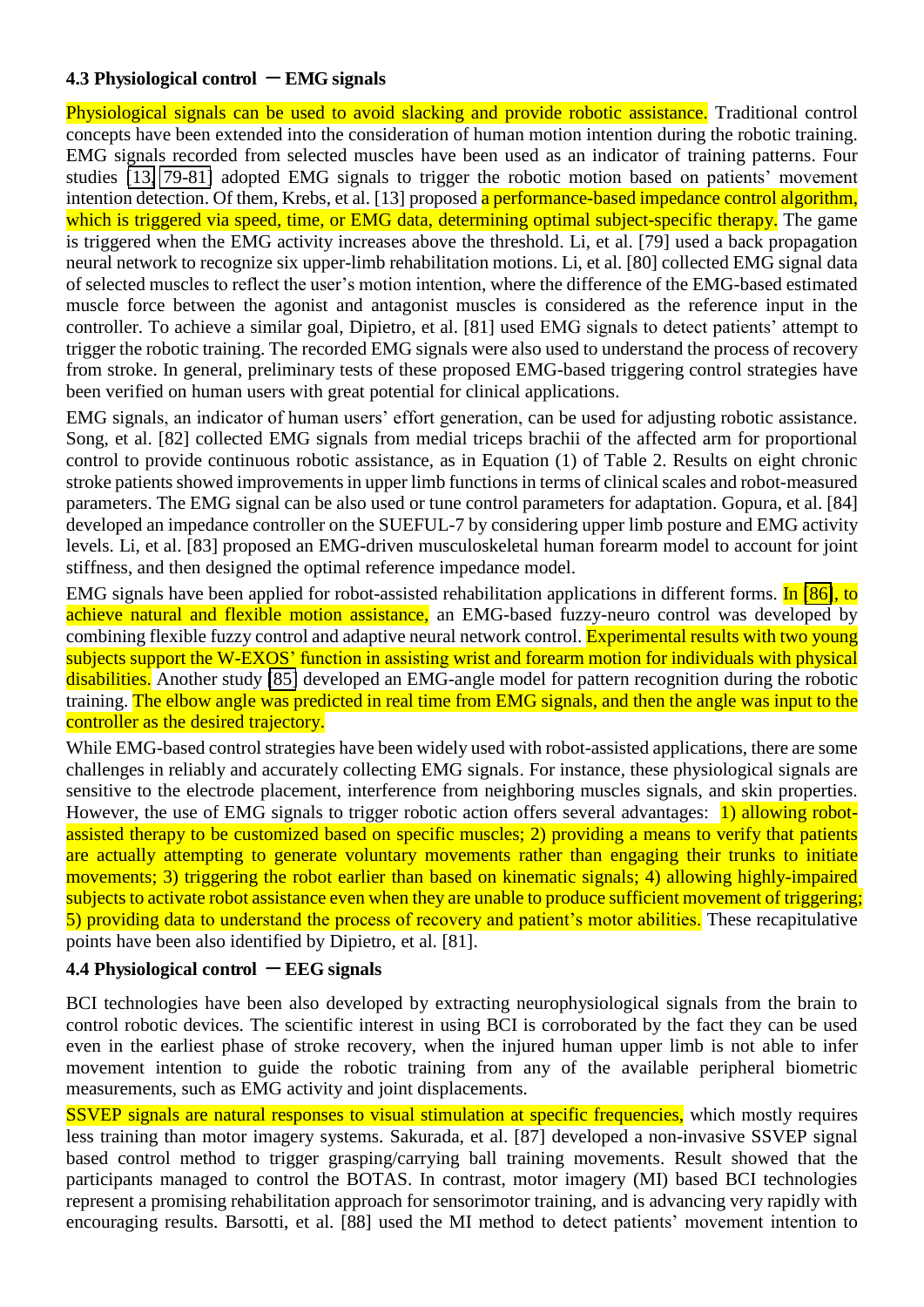### 4.3 Physiological control — EMG signals

Physiological signals can be used to avoid slacking and provide robotic assistance. Traditional control concepts have been extended into the consideration of human motion intention during the robotic training. EMG signals recorded from selected muscles have been used as an indicator of training patterns. Four studies [13, 79-81] adopted EMG signals to trigger the robotic motion based on patients' movement intention detection. Of them, Krebs, et al. [13] proposed a performance-based impedance control algorithm, which is triggered via speed, time, or EMG data, determining optimal subject-specific therapy. The game is triggered when the EMG activity increases above the threshold. Li, et al. [79] used a back propagation neural network to recognize six upper-limb rehabilitation motions. Li, et al. [80] collected EMG signal data of selected muscles to reflect the user's motion intention, where the difference of the EMG-based estimated muscle force between the agonist and antagonist muscles is considered as the reference input in the controller. To achieve a similar goal, Dipietro, et al. [81] used EMG signals to detect patients' attempt to trigger the robotic training. The recorded EMG signals were also used to understand the process of recovery from stroke. In general, preliminary tests of these proposed EMG-based triggering control strategies have been verified on human users with great potential for clinical applications.

EMG signals, an indicator of human users' effort generation, can be used for adjusting robotic assistance. Song, et al. [82] collected EMG signals from medial triceps brachii of the affected arm for proportional control to provide continuous robotic assistance, as in Equation (1) of Table 2. Results on eight chronic stroke patients showed improvements in upper limb functions in terms of clinical scales and robot-measured parameters. The EMG signal can be also used or tune control parameters for adaptation. Gopura, et al. [84] developed an impedance controller on the SUEFUL-7 by considering upper limb posture and EMG activity levels. Li, et al. [83] proposed an EMG-driven musculoskeletal human forearm model to account for joint stiffness, and then designed the optimal reference impedance model.

EMG signals have been applied for robot-assisted rehabilitation applications in different forms. In [86], to achieve natural and flexible motion assistance, an EMG-based fuzzy-neuro control was developed by combining flexible fuzzy control and adaptive neural network control. Experimental results with two young subjects support the W-EXOS' function in assisting wrist and forearm motion for individuals with physical disabilities. Another study [85] developed an EMG-angle model for pattern recognition during the robotic training. The elbow angle was predicted in real time from EMG signals, and then the angle was input to the controller as the desired trajectory.

While EMG-based control strategies have been widely used with robot-assisted applications, there are some challenges in reliably and accurately collecting EMG signals. For instance, these physiological signals are sensitive to the electrode placement, interference from neighboring muscles signals, and skin properties. However, the use of EMG signals to trigger robotic action offers several advantages: 1) allowing robot-assisted therapy to be customized based on specific muscles; 2) providing a means to verify that patients are actually attempting to generate voluntary movements rather than engaging their trunks to initiate movements; 3) triggering the robot earlier than based on kinematic signals; 4) allowing highly-impaired subjects to activate robot assistance even when they are unable to produce sufficient movement of triggering; 5) providing data to understand the process of recovery and patient's motor abilities. These recapitulative points have been also identified by Dipietro, et al. [81].

### 4.4 Physiological control — EEG signals

BCI technologies have been also developed by extracting neurophysiological signals from the brain to control robotic devices. The scientific interest in using BCI is corroborated by the fact they can be used even in the earliest phase of stroke recovery, when the injured human upper limb is not able to infer movement intention to guide the robotic training from any of the available peripheral biometric measurements, such as EMG activity and joint displacements.

SSVEP signals are natural responses to visual stimulation at specific frequencies, which mostly requires less training than motor imagery systems. Sakurada, et al. [87] developed a non-invasive SSVEP signal based control method to trigger grasping/carrying ball training movements. Result showed that the participants managed to control the BOTAS. In contrast, motor imagery (MI) based BCI technologies represent a promising rehabilitation approach for sensorimotor training, and is advancing very rapidly with encouraging results. Barsotti, et al. [88] used the MI method to detect patients' movement intention to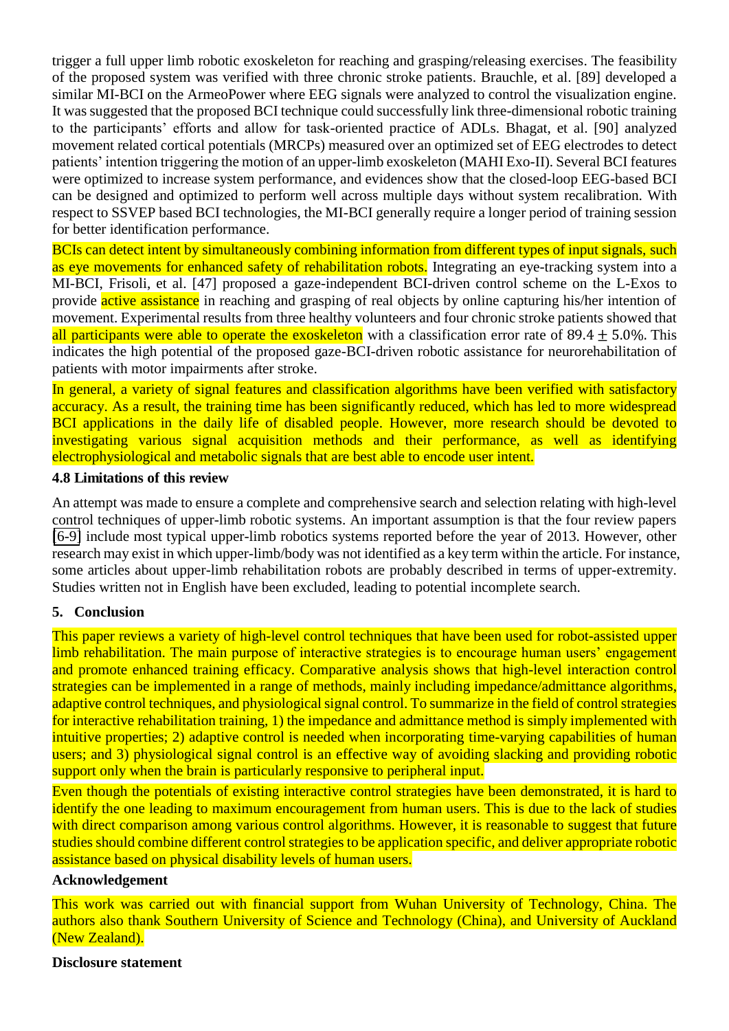trigger a full upper limb robotic exoskeleton for reaching and grasping/releasing exercises. The feasibility of the proposed system was verified with three chronic stroke patients. Brauchle, et al. [89] developed a similar MI-BCI on the ArmeoPower where EEG signals were analyzed to control the visualization engine. It was suggested that the proposed BCI technique could successfully link three-dimensional robotic training to the participants' efforts and allow for task-oriented practice of ADLs. Bhagat, et al. [90] analyzed movement related cortical potentials (MRCPs) measured over an optimized set of EEG electrodes to detect patients' intention triggering the motion of an upper-limb exoskeleton (MAHI Exo-II). Several BCI features were optimized to increase system performance, and evidences show that the closed-loop EEG-based BCI can be designed and optimized to perform well across multiple days without system recalibration. With respect to SSVEP based BCI technologies, the MI-BCI generally require a longer period of training session for better identification performance.

BCIs can detect intent by simultaneously combining information from different types of input signals, such as eye movements for enhanced safety of rehabilitation robots. Integrating an eye-tracking system into a MI-BCI, Frisoli, et al. [47] proposed a gaze-independent BCI-driven control scheme on the L-Exos to provide active assistance in reaching and grasping of real objects by online capturing his/her intention of movement. Experimental results from three healthy volunteers and four chronic stroke patients showed that all participants were able to operate the exoskeleton with a classification error rate of $89.4 \pm 5.0\%$. This indicates the high potential of the proposed gaze-BCI-driven robotic assistance for neurorehabilitation of patients with motor impairments after stroke.

In general, a variety of signal features and classification algorithms have been verified with satisfactory accuracy. As a result, the training time has been significantly reduced, which has led to more widespread BCI applications in the daily life of disabled people. However, more research should be devoted to investigating various signal acquisition methods and their performance, as well as identifying electrophysiological and metabolic signals that are best able to encode user intent.

### 4.8 Limitations of this review

An attempt was made to ensure a complete and comprehensive search and selection relating with high-level control techniques of upper-limb robotic systems. An important assumption is that the four review papers [6-9] include most typical upper-limb robotics systems reported before the year of 2013. However, other research may exist in which upper-limb/body was not identified as a key term within the article. For instance, some articles about upper-limb rehabilitation robots are probably described in terms of upper-extremity. Studies written not in English have been excluded, leading to potential incomplete search.

## 5. Conclusion

This paper reviews a variety of high-level control techniques that have been used for robot-assisted upper limb rehabilitation. The main purpose of interactive strategies is to encourage human users' engagement and promote enhanced training efficacy. Comparative analysis shows that high-level interaction control strategies can be implemented in a range of methods, mainly including impedance/admittance algorithms, adaptive control techniques, and physiological signal control. To summarize in the field of control strategies for interactive rehabilitation training, 1) the impedance and admittance method is simply implemented with intuitive properties; 2) adaptive control is needed when incorporating time-varying capabilities of human users; and 3) physiological signal control is an effective way of avoiding slacking and providing robotic support only when the brain is particularly responsive to peripheral input.

Even though the potentials of existing interactive control strategies have been demonstrated, it is hard to identify the one leading to maximum encouragement from human users. This is due to the lack of studies with direct comparison among various control algorithms. However, it is reasonable to suggest that future studies should combine different control strategies to be application specific, and deliver appropriate robotic assistance based on physical disability levels of human users.

**Acknowledgement**

This work was carried out with financial support from Wuhan University of Technology, China. The authors also thank Southern University of Science and Technology (China), and University of Auckland (New Zealand).

**Disclosure statement**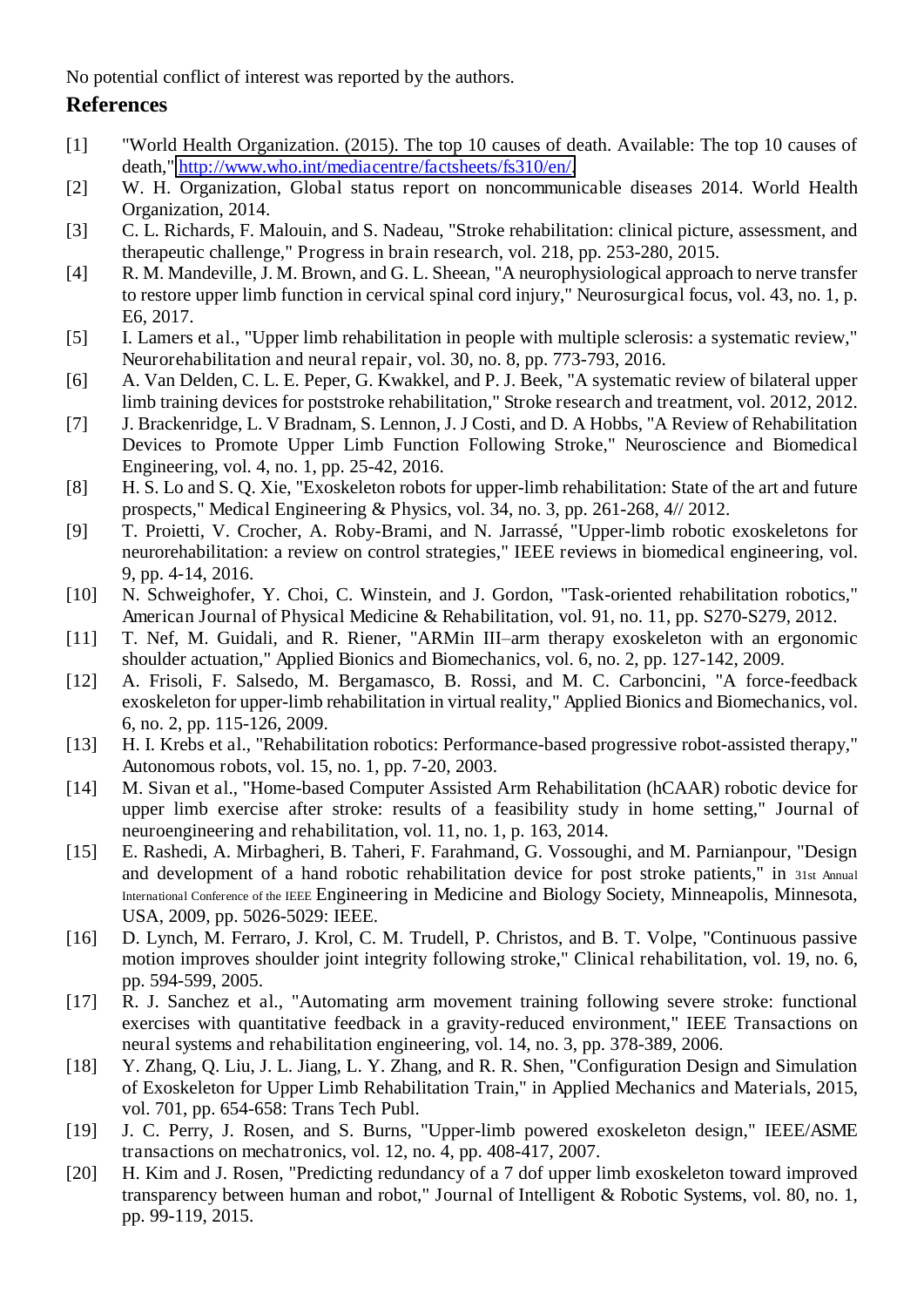No potential conflict of interest was reported by the authors.

## References

[1] "World Health Organization. (2015). The top 10 causes of death. Available: The top 10 causes of death," http://www.who.int/mediacentre/factsheets/fs310/en/.

[2] W. H. Organization, Global status report on noncommunicable diseases 2014. World Health Organization, 2014.

[3] C. L. Richards, F. Malouin, and S. Nadeau, "Stroke rehabilitation: clinical picture, assessment, and therapeutic challenge," Progress in brain research, vol. 218, pp. 253-280, 2015.

[4] R. M. Mandeville, J. M. Brown, and G. L. Sheean, "A neurophysiological approach to nerve transfer to restore upper limb function in cervical spinal cord injury," Neurosurgical focus, vol. 43, no. 1, p. E6, 2017.

[5] I. Lamers et al., "Upper limb rehabilitation in people with multiple sclerosis: a systematic review," Neurorehabilitation and neural repair, vol. 30, no. 8, pp. 773-793, 2016.

[6] A. Van Delden, C. L. E. Peper, G. Kwakkel, and P. J. Beek, "A systematic review of bilateral upper limb training devices for poststroke rehabilitation," Stroke research and treatment, vol. 2012, 2012.

[7] J. Brackenridge, L. V Bradnam, S. Lennon, J. J Costi, and D. A Hobbs, "A Review of Rehabilitation Devices to Promote Upper Limb Function Following Stroke," Neuroscience and Biomedical Engineering, vol. 4, no. 1, pp. 25-42, 2016.

[8] H. S. Lo and S. Q. Xie, "Exoskeleton robots for upper-limb rehabilitation: State of the art and future prospects," Medical Engineering & Physics, vol. 34, no. 3, pp. 261-268, 4// 2012.

[9] T. Proietti, V. Crocher, A. Roby-Brami, and N. Jarrassé, "Upper-limb robotic exoskeletons for neurorehabilitation: a review on control strategies," IEEE reviews in biomedical engineering, vol. 9, pp. 4-14, 2016.

[10] N. Schweighofer, Y. Choi, C. Winstein, and J. Gordon, "Task-oriented rehabilitation robotics," American Journal of Physical Medicine & Rehabilitation, vol. 91, no. 11, pp. S270-S279, 2012.

[11] T. Nef, M. Guidali, and R. Riener, "ARMin III–arm therapy exoskeleton with an ergonomic shoulder actuation," Applied Bionics and Biomechanics, vol. 6, no. 2, pp. 127-142, 2009.

[12] A. Frisoli, F. Salsedo, M. Bergamasco, B. Rossi, and M. C. Carboncini, "A force-feedback exoskeleton for upper-limb rehabilitation in virtual reality," Applied Bionics and Biomechanics, vol. 6, no. 2, pp. 115-126, 2009.

[13] H. I. Krebs et al., "Rehabilitation robotics: Performance-based progressive robot-assisted therapy," Autonomous robots, vol. 15, no. 1, pp. 7-20, 2003.

[14] M. Sivan et al., "Home-based Computer Assisted Arm Rehabilitation (hCAAR) robotic device for upper limb exercise after stroke: results of a feasibility study in home setting," Journal of neuroengineering and rehabilitation, vol. 11, no. 1, p. 163, 2014.

[15] E. Rashedi, A. Mirbagheri, B. Taheri, F. Farahmand, G. Vossoughi, and M. Parnianpour, "Design and development of a hand robotic rehabilitation device for post stroke patients," in 31st Annual International Conference of the IEEE Engineering in Medicine and Biology Society, Minneapolis, Minnesota, USA, 2009, pp. 5026-5029: IEEE.

[16] D. Lynch, M. Ferraro, J. Krol, C. M. Trudell, P. Christos, and B. T. Volpe, "Continuous passive motion improves shoulder joint integrity following stroke," Clinical rehabilitation, vol. 19, no. 6, pp. 594-599, 2005.

[17] R. J. Sanchez et al., "Automating arm movement training following severe stroke: functional exercises with quantitative feedback in a gravity-reduced environment," IEEE Transactions on neural systems and rehabilitation engineering, vol. 14, no. 3, pp. 378-389, 2006.

[18] Y. Zhang, Q. Liu, J. L. Jiang, L. Y. Zhang, and R. R. Shen, "Configuration Design and Simulation of Exoskeleton for Upper Limb Rehabilitation Train," in Applied Mechanics and Materials, 2015, vol. 701, pp. 654-658: Trans Tech Publ.

[19] J. C. Perry, J. Rosen, and S. Burns, "Upper-limb powered exoskeleton design," IEEE/ASME transactions on mechatronics, vol. 12, no. 4, pp. 408-417, 2007.

[20] H. Kim and J. Rosen, "Predicting redundancy of a 7 dof upper limb exoskeleton toward improved transparency between human and robot," Journal of Intelligent & Robotic Systems, vol. 80, no. 1, pp. 99-119, 2015.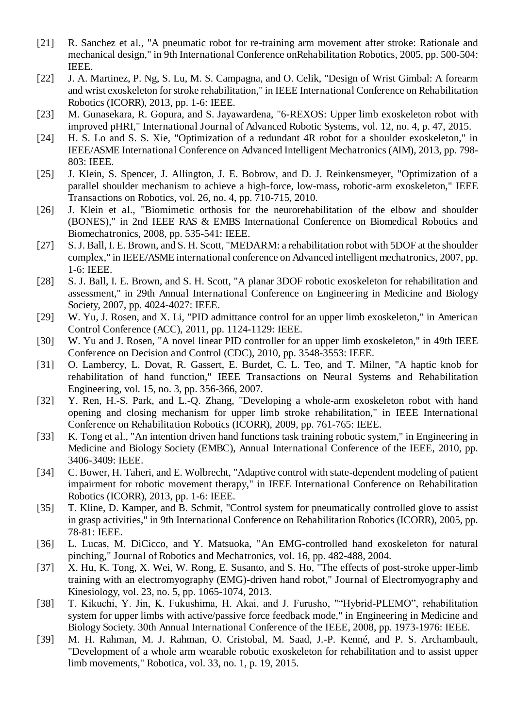[21] R. Sanchez et al., "A pneumatic robot for re-training arm movement after stroke: Rationale and mechanical design," in 9th International Conference onRehabilitation Robotics, 2005, pp. 500-504: IEEE.

[22] J. A. Martinez, P. Ng, S. Lu, M. S. Campagna, and O. Celik, "Design of Wrist Gimbal: A forearm and wrist exoskeleton for stroke rehabilitation," in IEEE International Conference on Rehabilitation Robotics (ICORR), 2013, pp. 1-6: IEEE.

[23] M. Gunasekara, R. Gopura, and S. Jayawardena, "6-REXOS: Upper limb exoskeleton robot with improved pHRI," International Journal of Advanced Robotic Systems, vol. 12, no. 4, p. 47, 2015.

[24] H. S. Lo and S. S. Xie, "Optimization of a redundant 4R robot for a shoulder exoskeleton," in IEEE/ASME International Conference on Advanced Intelligent Mechatronics (AIM), 2013, pp. 798-803: IEEE.

[25] J. Klein, S. Spencer, J. Allington, J. E. Bobrow, and D. J. Reinkensmeyer, "Optimization of a parallel shoulder mechanism to achieve a high-force, low-mass, robotic-arm exoskeleton," IEEE Transactions on Robotics, vol. 26, no. 4, pp. 710-715, 2010.

[26] J. Klein et al., "Biomimetic orthosis for the neurorehabilitation of the elbow and shoulder (BONES)," in 2nd IEEE RAS & EMBS International Conference on Biomedical Robotics and Biomechatronics, 2008, pp. 535-541: IEEE.

[27] S. J. Ball, I. E. Brown, and S. H. Scott, "MEDARM: a rehabilitation robot with 5DOF at the shoulder complex," in IEEE/ASME international conference on Advanced intelligent mechatronics, 2007, pp. 1-6: IEEE.

[28] S. J. Ball, I. E. Brown, and S. H. Scott, "A planar 3DOF robotic exoskeleton for rehabilitation and assessment," in 29th Annual International Conference on Engineering in Medicine and Biology Society, 2007, pp. 4024-4027: IEEE.

[29] W. Yu, J. Rosen, and X. Li, "PID admittance control for an upper limb exoskeleton," in American Control Conference (ACC), 2011, pp. 1124-1129: IEEE.

[30] W. Yu and J. Rosen, "A novel linear PID controller for an upper limb exoskeleton," in 49th IEEE Conference on Decision and Control (CDC), 2010, pp. 3548-3553: IEEE.

[31] O. Lambercy, L. Dovat, R. Gassert, E. Burdet, C. L. Teo, and T. Milner, "A haptic knob for rehabilitation of hand function," IEEE Transactions on Neural Systems and Rehabilitation Engineering, vol. 15, no. 3, pp. 356-366, 2007.

[32] Y. Ren, H.-S. Park, and L.-Q. Zhang, "Developing a whole-arm exoskeleton robot with hand opening and closing mechanism for upper limb stroke rehabilitation," in IEEE International Conference on Rehabilitation Robotics (ICORR), 2009, pp. 761-765: IEEE.

[33] K. Tong et al., "An intention driven hand functions task training robotic system," in Engineering in Medicine and Biology Society (EMBC), Annual International Conference of the IEEE, 2010, pp. 3406-3409: IEEE.

[34] C. Bower, H. Taheri, and E. Wolbrecht, "Adaptive control with state-dependent modeling of patient impairment for robotic movement therapy," in IEEE International Conference on Rehabilitation Robotics (ICORR), 2013, pp. 1-6: IEEE.

[35] T. Kline, D. Kamper, and B. Schmit, "Control system for pneumatically controlled glove to assist in grasp activities," in 9th International Conference on Rehabilitation Robotics (ICORR), 2005, pp. 78-81: IEEE.

[36] L. Lucas, M. DiCicco, and Y. Matsuoka, "An EMG-controlled hand exoskeleton for natural pinching," Journal of Robotics and Mechatronics, vol. 16, pp. 482-488, 2004.

[37] X. Hu, K. Tong, X. Wei, W. Rong, E. Susanto, and S. Ho, "The effects of post-stroke upper-limb training with an electromyography (EMG)-driven hand robot," Journal of Electromyography and Kinesiology, vol. 23, no. 5, pp. 1065-1074, 2013.

[38] T. Kikuchi, Y. Jin, K. Fukushima, H. Akai, and J. Furusho, "“Hybrid-PLEMO”, rehabilitation system for upper limbs with active/passive force feedback mode," in Engineering in Medicine and Biology Society. 30th Annual International Conference of the IEEE, 2008, pp. 1973-1976: IEEE.

[39] M. H. Rahman, M. J. Rahman, O. Cristobal, M. Saad, J.-P. Kenné, and P. S. Archambault, "Development of a whole arm wearable robotic exoskeleton for rehabilitation and to assist upper limb movements," Robotica, vol. 33, no. 1, p. 19, 2015.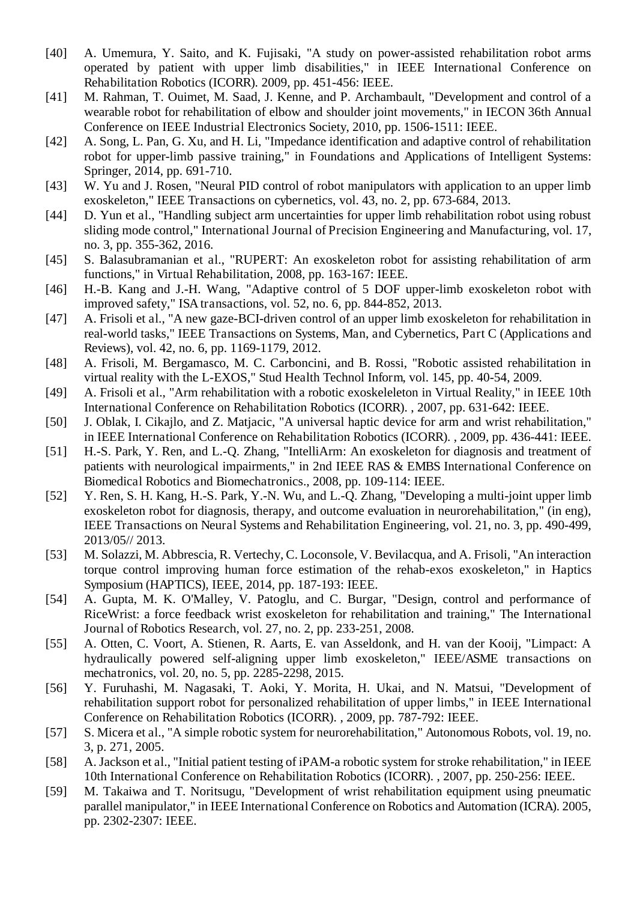[40] A. Umemura, Y. Saito, and K. Fujisaki, "A study on power-assisted rehabilitation robot arms operated by patient with upper limb disabilities," in IEEE International Conference on Rehabilitation Robotics (ICORR). 2009, pp. 451-456: IEEE.

[41] M. Rahman, T. Ouimet, M. Saad, J. Kenne, and P. Archambault, "Development and control of a wearable robot for rehabilitation of elbow and shoulder joint movements," in IECON 36th Annual Conference on IEEE Industrial Electronics Society, 2010, pp. 1506-1511: IEEE.

[42] A. Song, L. Pan, G. Xu, and H. Li, "Impedance identification and adaptive control of rehabilitation robot for upper-limb passive training," in Foundations and Applications of Intelligent Systems: Springer, 2014, pp. 691-710.

[43] W. Yu and J. Rosen, "Neural PID control of robot manipulators with application to an upper limb exoskeleton," IEEE Transactions on cybernetics, vol. 43, no. 2, pp. 673-684, 2013.

[44] D. Yun et al., "Handling subject arm uncertainties for upper limb rehabilitation robot using robust sliding mode control," International Journal of Precision Engineering and Manufacturing, vol. 17, no. 3, pp. 355-362, 2016.

[45] S. Balasubramanian et al., "RUPERT: An exoskeleton robot for assisting rehabilitation of arm functions," in Virtual Rehabilitation, 2008, pp. 163-167: IEEE.

[46] H.-B. Kang and J.-H. Wang, "Adaptive control of 5 DOF upper-limb exoskeleton robot with improved safety," ISA transactions, vol. 52, no. 6, pp. 844-852, 2013.

[47] A. Frisoli et al., "A new gaze-BCI-driven control of an upper limb exoskeleton for rehabilitation in real-world tasks," IEEE Transactions on Systems, Man, and Cybernetics, Part C (Applications and Reviews), vol. 42, no. 6, pp. 1169-1179, 2012.

[48] A. Frisoli, M. Bergamasco, M. C. Carboncini, and B. Rossi, "Robotic assisted rehabilitation in virtual reality with the L-EXOS," Stud Health Technol Inform, vol. 145, pp. 40-54, 2009.

[49] A. Frisoli et al., "Arm rehabilitation with a robotic exoskeleleton in Virtual Reality," in IEEE 10th International Conference on Rehabilitation Robotics (ICORR). , 2007, pp. 631-642: IEEE.

[50] J. Oblak, I. Cikajlo, and Z. Matjacic, "A universal haptic device for arm and wrist rehabilitation," in IEEE International Conference on Rehabilitation Robotics (ICORR). , 2009, pp. 436-441: IEEE.

[51] H.-S. Park, Y. Ren, and L.-Q. Zhang, "IntelliArm: An exoskeleton for diagnosis and treatment of patients with neurological impairments," in 2nd IEEE RAS & EMBS International Conference on Biomedical Robotics and Biomechatronics., 2008, pp. 109-114: IEEE.

[52] Y. Ren, S. H. Kang, H.-S. Park, Y.-N. Wu, and L.-Q. Zhang, "Developing a multi-joint upper limb exoskeleton robot for diagnosis, therapy, and outcome evaluation in neurorehabilitation," (in eng), IEEE Transactions on Neural Systems and Rehabilitation Engineering, vol. 21, no. 3, pp. 490-499, 2013/05// 2013.

[53] M. Solazzi, M. Abbrescia, R. Vertechy, C. Loconsole, V. Bevilacqua, and A. Frisoli, "An interaction torque control improving human force estimation of the rehab-exos exoskeleton," in Haptics Symposium (HAPTICS), IEEE, 2014, pp. 187-193: IEEE.

[54] A. Gupta, M. K. O'Malley, V. Patoglu, and C. Burgar, "Design, control and performance of RiceWrist: a force feedback wrist exoskeleton for rehabilitation and training," The International Journal of Robotics Research, vol. 27, no. 2, pp. 233-251, 2008.

[55] A. Otten, C. Voort, A. Stienen, R. Aarts, E. van Asseldonk, and H. van der Kooij, "Limpact: A hydraulically powered self-aligning upper limb exoskeleton," IEEE/ASME transactions on mechatronics, vol. 20, no. 5, pp. 2285-2298, 2015.

[56] Y. Furuhashi, M. Nagasaki, T. Aoki, Y. Morita, H. Ukai, and N. Matsui, "Development of rehabilitation support robot for personalized rehabilitation of upper limbs," in IEEE International Conference on Rehabilitation Robotics (ICORR). , 2009, pp. 787-792: IEEE.

[57] S. Micera et al., "A simple robotic system for neurorehabilitation," Autonomous Robots, vol. 19, no. 3, p. 271, 2005.

[58] A. Jackson et al., "Initial patient testing of iPAM-a robotic system for stroke rehabilitation," in IEEE 10th International Conference on Rehabilitation Robotics (ICORR). , 2007, pp. 250-256: IEEE.

[59] M. Takaiwa and T. Noritsugu, "Development of wrist rehabilitation equipment using pneumatic parallel manipulator," in IEEE International Conference on Robotics and Automation (ICRA). 2005, pp. 2302-2307: IEEE.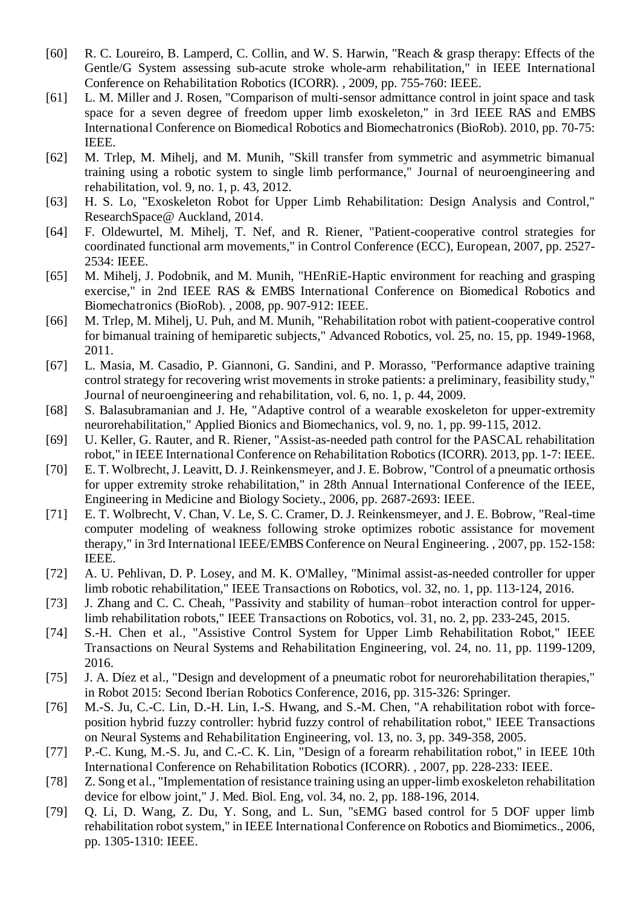[60] R. C. Loureiro, B. Lamperd, C. Collin, and W. S. Harwin, "Reach & grasp therapy: Effects of the Gentle/G System assessing sub-acute stroke whole-arm rehabilitation," in IEEE International Conference on Rehabilitation Robotics (ICORR). , 2009, pp. 755-760: IEEE.

[61] L. M. Miller and J. Rosen, "Comparison of multi-sensor admittance control in joint space and task space for a seven degree of freedom upper limb exoskeleton," in 3rd IEEE RAS and EMBS International Conference on Biomedical Robotics and Biomechatronics (BioRob). 2010, pp. 70-75: IEEE.

[62] M. Trlep, M. Mihelj, and M. Munih, "Skill transfer from symmetric and asymmetric bimanual training using a robotic system to single limb performance," Journal of neuroengineering and rehabilitation, vol. 9, no. 1, p. 43, 2012.

[63] H. S. Lo, "Exoskeleton Robot for Upper Limb Rehabilitation: Design Analysis and Control," ResearchSpace@ Auckland, 2014.

[64] F. Oldewurtel, M. Mihelj, T. Nef, and R. Riener, "Patient-cooperative control strategies for coordinated functional arm movements," in Control Conference (ECC), European, 2007, pp. 2527-2534: IEEE.

[65] M. Mihelj, J. Podobnik, and M. Munih, "HEnRiE-Haptic environment for reaching and grasping exercise," in 2nd IEEE RAS & EMBS International Conference on Biomedical Robotics and Biomechatronics (BioRob). , 2008, pp. 907-912: IEEE.

[66] M. Trlep, M. Mihelj, U. Puh, and M. Munih, "Rehabilitation robot with patient-cooperative control for bimanual training of hemiparetic subjects," Advanced Robotics, vol. 25, no. 15, pp. 1949-1968, 2011.

[67] L. Masia, M. Casadio, P. Giannoni, G. Sandini, and P. Morasso, "Performance adaptive training control strategy for recovering wrist movements in stroke patients: a preliminary, feasibility study," Journal of neuroengineering and rehabilitation, vol. 6, no. 1, p. 44, 2009.

[68] S. Balasubramanian and J. He, "Adaptive control of a wearable exoskeleton for upper-extremity neurorehabilitation," Applied Bionics and Biomechanics, vol. 9, no. 1, pp. 99-115, 2012.

[69] U. Keller, G. Rauter, and R. Riener, "Assist-as-needed path control for the PASCAL rehabilitation robot," in IEEE International Conference on Rehabilitation Robotics (ICORR). 2013, pp. 1-7: IEEE.

[70] E. T. Wolbrecht, J. Leavitt, D. J. Reinkensmeyer, and J. E. Bobrow, "Control of a pneumatic orthosis for upper extremity stroke rehabilitation," in 28th Annual International Conference of the IEEE, Engineering in Medicine and Biology Society., 2006, pp. 2687-2693: IEEE.

[71] E. T. Wolbrecht, V. Chan, V. Le, S. C. Cramer, D. J. Reinkensmeyer, and J. E. Bobrow, "Real-time computer modeling of weakness following stroke optimizes robotic assistance for movement therapy," in 3rd International IEEE/EMBS Conference on Neural Engineering. , 2007, pp. 152-158: IEEE.

[72] A. U. Pehlivan, D. P. Losey, and M. K. O'Malley, "Minimal assist-as-needed controller for upper limb robotic rehabilitation," IEEE Transactions on Robotics, vol. 32, no. 1, pp. 113-124, 2016.

[73] J. Zhang and C. C. Cheah, "Passivity and stability of human–robot interaction control for upper-limb rehabilitation robots," IEEE Transactions on Robotics, vol. 31, no. 2, pp. 233-245, 2015.

[74] S.-H. Chen et al., "Assistive Control System for Upper Limb Rehabilitation Robot," IEEE Transactions on Neural Systems and Rehabilitation Engineering, vol. 24, no. 11, pp. 1199-1209, 2016.

[75] J. A. Díez et al., "Design and development of a pneumatic robot for neurorehabilitation therapies," in Robot 2015: Second Iberian Robotics Conference, 2016, pp. 315-326: Springer.

[76] M.-S. Ju, C.-C. Lin, D.-H. Lin, I.-S. Hwang, and S.-M. Chen, "A rehabilitation robot with force-position hybrid fuzzy controller: hybrid fuzzy control of rehabilitation robot," IEEE Transactions on Neural Systems and Rehabilitation Engineering, vol. 13, no. 3, pp. 349-358, 2005.

[77] P.-C. Kung, M.-S. Ju, and C.-C. K. Lin, "Design of a forearm rehabilitation robot," in IEEE 10th International Conference on Rehabilitation Robotics (ICORR). , 2007, pp. 228-233: IEEE.

[78] Z. Song et al., "Implementation of resistance training using an upper-limb exoskeleton rehabilitation device for elbow joint," J. Med. Biol. Eng, vol. 34, no. 2, pp. 188-196, 2014.

[79] Q. Li, D. Wang, Z. Du, Y. Song, and L. Sun, "sEMG based control for 5 DOF upper limb rehabilitation robot system," in IEEE International Conference on Robotics and Biomimetics., 2006, pp. 1305-1310: IEEE.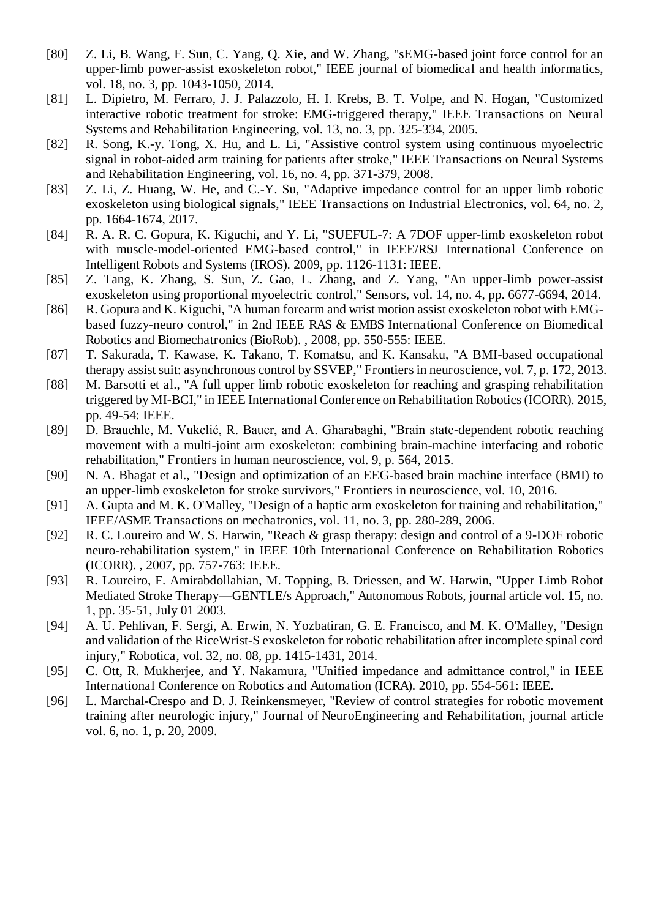[80] Z. Li, B. Wang, F. Sun, C. Yang, Q. Xie, and W. Zhang, "sEMG-based joint force control for an upper-limb power-assist exoskeleton robot," IEEE journal of biomedical and health informatics, vol. 18, no. 3, pp. 1043-1050, 2014.

[81] L. Dipietro, M. Ferraro, J. J. Palazzolo, H. I. Krebs, B. T. Volpe, and N. Hogan, "Customized interactive robotic treatment for stroke: EMG-triggered therapy," IEEE Transactions on Neural Systems and Rehabilitation Engineering, vol. 13, no. 3, pp. 325-334, 2005.

[82] R. Song, K.-y. Tong, X. Hu, and L. Li, "Assistive control system using continuous myoelectric signal in robot-aided arm training for patients after stroke," IEEE Transactions on Neural Systems and Rehabilitation Engineering, vol. 16, no. 4, pp. 371-379, 2008.

[83] Z. Li, Z. Huang, W. He, and C.-Y. Su, "Adaptive impedance control for an upper limb robotic exoskeleton using biological signals," IEEE Transactions on Industrial Electronics, vol. 64, no. 2, pp. 1664-1674, 2017.

[84] R. A. R. C. Gopura, K. Kiguchi, and Y. Li, "SUEFUL-7: A 7DOF upper-limb exoskeleton robot with muscle-model-oriented EMG-based control," in IEEE/RSJ International Conference on Intelligent Robots and Systems (IROS). 2009, pp. 1126-1131: IEEE.

[85] Z. Tang, K. Zhang, S. Sun, Z. Gao, L. Zhang, and Z. Yang, "An upper-limb power-assist exoskeleton using proportional myoelectric control," Sensors, vol. 14, no. 4, pp. 6677-6694, 2014.

[86] R. Gopura and K. Kiguchi, "A human forearm and wrist motion assist exoskeleton robot with EMG-based fuzzy-neuro control," in 2nd IEEE RAS & EMBS International Conference on Biomedical Robotics and Biomechatronics (BioRob). , 2008, pp. 550-555: IEEE.

[87] T. Sakurada, T. Kawase, K. Takano, T. Komatsu, and K. Kansaku, "A BMI-based occupational therapy assist suit: asynchronous control by SSVEP," Frontiers in neuroscience, vol. 7, p. 172, 2013.

[88] M. Barsotti et al., "A full upper limb robotic exoskeleton for reaching and grasping rehabilitation triggered by MI-BCI," in IEEE International Conference on Rehabilitation Robotics (ICORR). 2015, pp. 49-54: IEEE.

[89] D. Brauchle, M. Vukelić, R. Bauer, and A. Gharabaghi, "Brain state-dependent robotic reaching movement with a multi-joint arm exoskeleton: combining brain-machine interfacing and robotic rehabilitation," Frontiers in human neuroscience, vol. 9, p. 564, 2015.

[90] N. A. Bhagat et al., "Design and optimization of an EEG-based brain machine interface (BMI) to an upper-limb exoskeleton for stroke survivors," Frontiers in neuroscience, vol. 10, 2016.

[91] A. Gupta and M. K. O'Malley, "Design of a haptic arm exoskeleton for training and rehabilitation," IEEE/ASME Transactions on mechatronics, vol. 11, no. 3, pp. 280-289, 2006.

[92] R. C. Loureiro and W. S. Harwin, "Reach & grasp therapy: design and control of a 9-DOF robotic neuro-rehabilitation system," in IEEE 10th International Conference on Rehabilitation Robotics (ICORR). , 2007, pp. 757-763: IEEE.

[93] R. Loureiro, F. Amirabdollahian, M. Topping, B. Driessen, and W. Harwin, "Upper Limb Robot Mediated Stroke Therapy—GENTLE/s Approach," Autonomous Robots, journal article vol. 15, no. 1, pp. 35-51, July 01 2003.

[94] A. U. Pehlivan, F. Sergi, A. Erwin, N. Yozbatiran, G. E. Francisco, and M. K. O'Malley, "Design and validation of the RiceWrist-S exoskeleton for robotic rehabilitation after incomplete spinal cord injury," Robotica, vol. 32, no. 08, pp. 1415-1431, 2014.

[95] C. Ott, R. Mukherjee, and Y. Nakamura, "Unified impedance and admittance control," in IEEE International Conference on Robotics and Automation (ICRA). 2010, pp. 554-561: IEEE.

[96] L. Marchal-Crespo and D. J. Reinkensmeyer, "Review of control strategies for robotic movement training after neurologic injury," Journal of NeuroEngineering and Rehabilitation, journal article vol. 6, no. 1, p. 20, 2009.